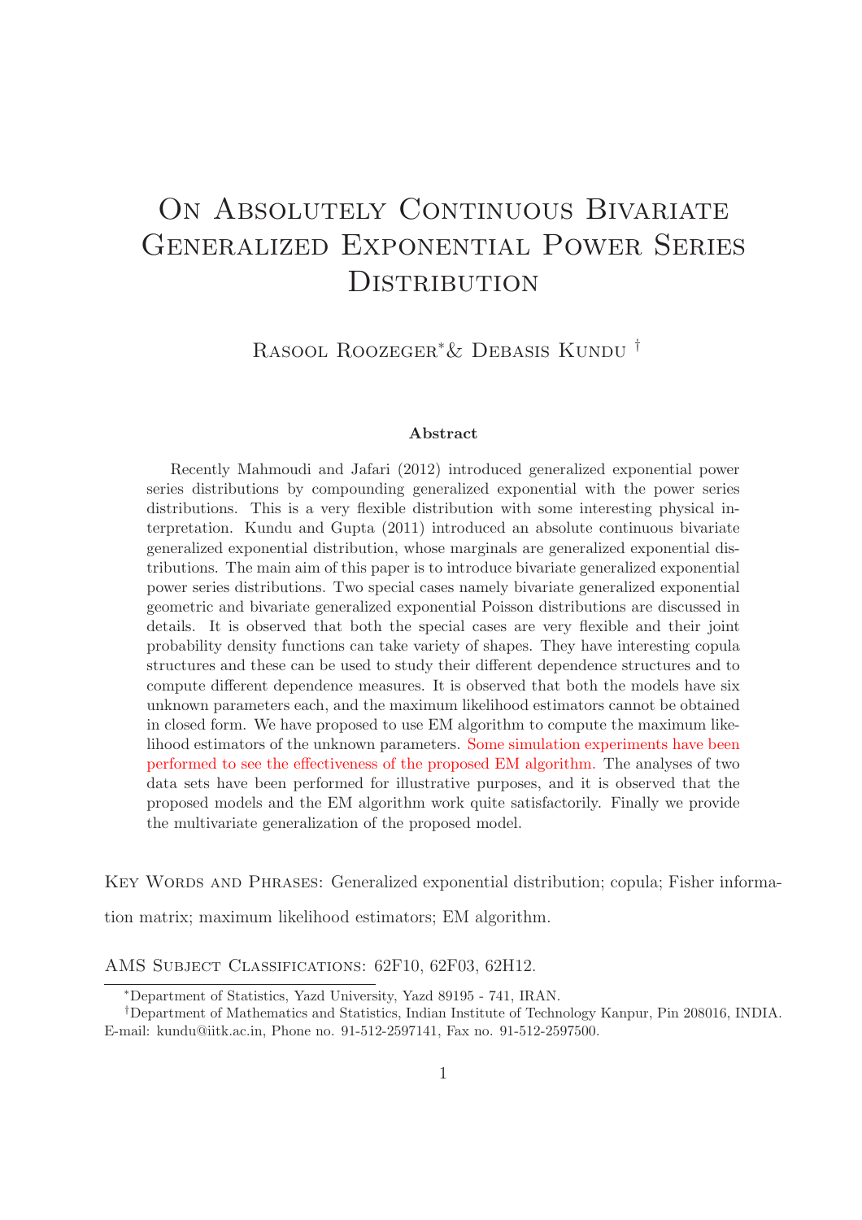# On Absolutely Continuous Bivariate Generalized Exponential Power Series Distribution

Rasool Roozegar[*] & Debasis Kundu[†]

### Abstract

Recently Mahmoudi and Jafari (2012) introduced generalized exponential power series distributions by compounding generalized exponential with the power series distributions. This is a very flexible distribution with some interesting physical interpretation. Kundu and Gupta (2011) introduced an absolute continuous bivariate generalized exponential distribution, whose marginals are generalized exponential distributions. The main aim of this paper is to introduce bivariate generalized exponential power series distributions. Two special cases namely bivariate generalized exponential geometric and bivariate generalized exponential Poisson distributions are discussed in details. It is observed that both the special cases are very flexible and their joint probability density functions can take variety of shapes. They have interesting copula structures and these can be used to study their different dependence structures and to compute different dependence measures. It is observed that both the models have six unknown parameters each, and the maximum likelihood estimators cannot be obtained in closed form. We have proposed to use EM algorithm to compute the maximum likelihood estimators of the unknown parameters. Some simulation experiments have been performed to see the effectiveness of the proposed EM algorithm. The analyses of two data sets have been performed for illustrative purposes, and it is observed that the proposed models and the EM algorithm work quite satisfactorily. Finally we provide the multivariate generalization of the proposed model.

Key Words and Phrases: Generalized exponential distribution; copula; Fisher information matrix; maximum likelihood estimators; EM algorithm.

AMS Subject Classifications: 62F10, 62F03, 62H12.

---

[*]Department of Statistics, Yazd University, Yazd 89195 - 741, IRAN.

[†]Department of Mathematics and Statistics, Indian Institute of Technology Kanpur, Pin 208016, INDIA. E-mail: kundu@iitk.ac.in, Phone no. 91-512-2597141, Fax no. 91-512-2597500.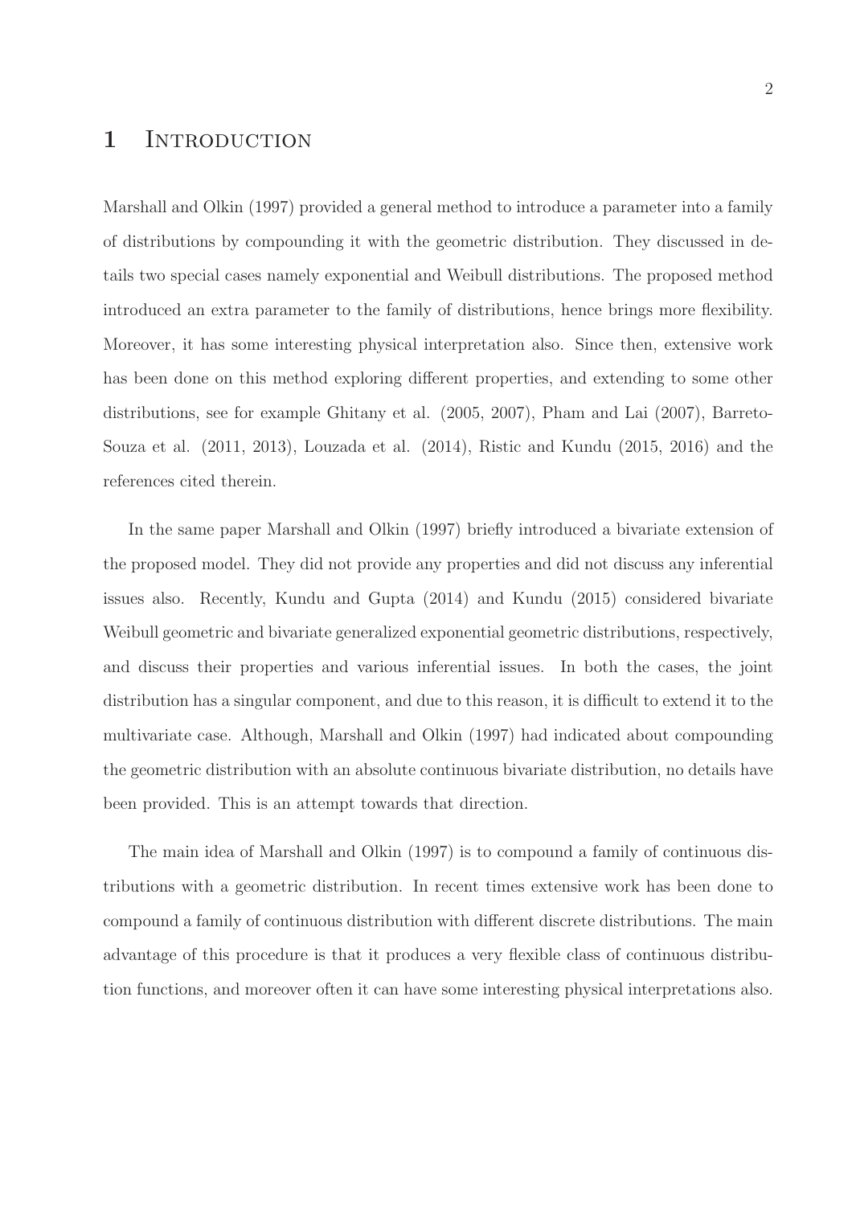# 1 Introduction

Marshall and Olkin (1997) provided a general method to introduce a parameter into a family of distributions by compounding it with the geometric distribution. They discussed in details two special cases namely exponential and Weibull distributions. The proposed method introduced an extra parameter to the family of distributions, hence brings more flexibility. Moreover, it has some interesting physical interpretation also. Since then, extensive work has been done on this method exploring different properties, and extending to some other distributions, see for example Ghitany et al. (2005, 2007), Pham and Lai (2007), Barreto-Souza et al. (2011, 2013), Louzada et al. (2014), Ristic and Kundu (2015, 2016) and the references cited therein.

In the same paper Marshall and Olkin (1997) briefly introduced a bivariate extension of the proposed model. They did not provide any properties and did not discuss any inferential issues also. Recently, Kundu and Gupta (2014) and Kundu (2015) considered bivariate Weibull geometric and bivariate generalized exponential geometric distributions, respectively, and discuss their properties and various inferential issues. In both the cases, the joint distribution has a singular component, and due to this reason, it is difficult to extend it to the multivariate case. Although, Marshall and Olkin (1997) had indicated about compounding the geometric distribution with an absolute continuous bivariate distribution, no details have been provided. This is an attempt towards that direction.

The main idea of Marshall and Olkin (1997) is to compound a family of continuous distributions with a geometric distribution. In recent times extensive work has been done to compound a family of continuous distribution with different discrete distributions. The main advantage of this procedure is that it produces a very flexible class of continuous distribution functions, and moreover often it can have some interesting physical interpretations also.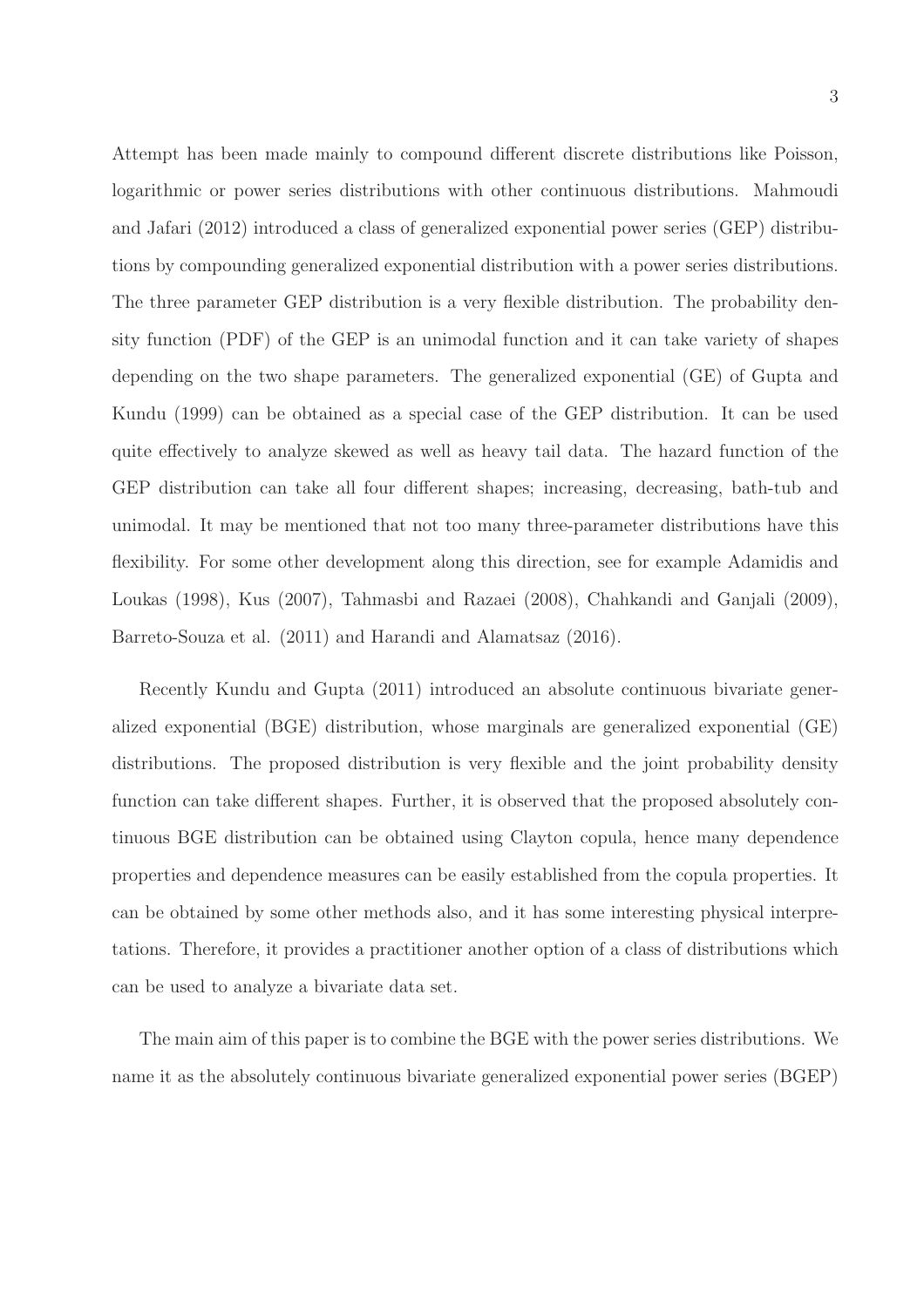Attempt has been made mainly to compound different discrete distributions like Poisson, logarithmic or power series distributions with other continuous distributions. Mahmoudi and Jafari (2012) introduced a class of generalized exponential power series (GEP) distributions by compounding generalized exponential distribution with a power series distributions. The three parameter GEP distribution is a very flexible distribution. The probability density function (PDF) of the GEP is an unimodal function and it can take variety of shapes depending on the two shape parameters. The generalized exponential (GE) of Gupta and Kundu (1999) can be obtained as a special case of the GEP distribution. It can be used quite effectively to analyze skewed as well as heavy tail data. The hazard function of the GEP distribution can take all four different shapes; increasing, decreasing, bath-tub and unimodal. It may be mentioned that not too many three-parameter distributions have this flexibility. For some other development along this direction, see for example Adamidis and Loukas (1998), Kus (2007), Tahmasbi and Razaei (2008), Chahkandi and Ganjali (2009), Barreto-Souza et al. (2011) and Harandi and Alamatsaz (2016).

Recently Kundu and Gupta (2011) introduced an absolute continuous bivariate generalized exponential (BGE) distribution, whose marginals are generalized exponential (GE) distributions. The proposed distribution is very flexible and the joint probability density function can take different shapes. Further, it is observed that the proposed absolutely continuous BGE distribution can be obtained using Clayton copula, hence many dependence properties and dependence measures can be easily established from the copula properties. It can be obtained by some other methods also, and it has some interesting physical interpretations. Therefore, it provides a practitioner another option of a class of distributions which can be used to analyze a bivariate data set.

The main aim of this paper is to combine the BGE with the power series distributions. We name it as the absolutely continuous bivariate generalized exponential power series (BGEP)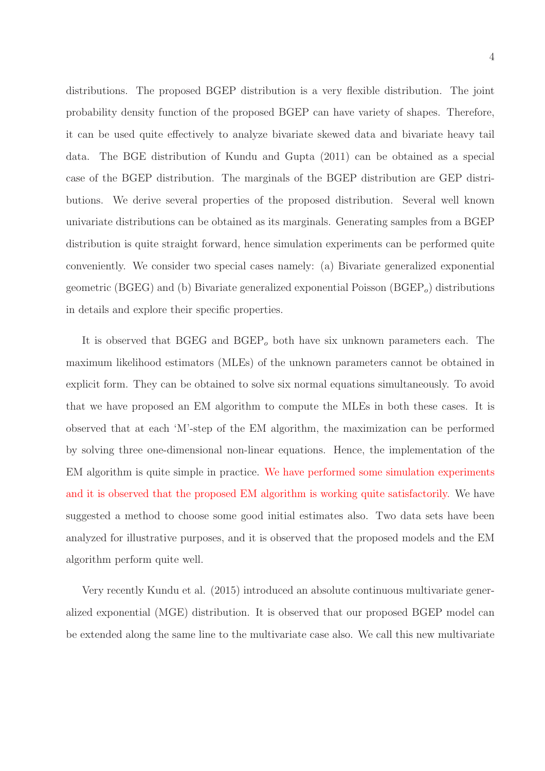distributions. The proposed BGEP distribution is a very flexible distribution. The joint probability density function of the proposed BGEP can have variety of shapes. Therefore, it can be used quite effectively to analyze bivariate skewed data and bivariate heavy tail data. The BGE distribution of Kundu and Gupta (2011) can be obtained as a special case of the BGEP distribution. The marginals of the BGEP distribution are GEP distributions. We derive several properties of the proposed distribution. Several well known univariate distributions can be obtained as its marginals. Generating samples from a BGEP distribution is quite straight forward, hence simulation experiments can be performed quite conveniently. We consider two special cases namely: (a) Bivariate generalized exponential geometric (BGEG) and (b) Bivariate generalized exponential Poisson ($\text{BGEP}_o$) distributions in details and explore their specific properties.

It is observed that BGEG and $\text{BGEP}_o$ both have six unknown parameters each. The maximum likelihood estimators (MLEs) of the unknown parameters cannot be obtained in explicit form. They can be obtained to solve six normal equations simultaneously. To avoid that we have proposed an EM algorithm to compute the MLEs in both these cases. It is observed that at each 'M'-step of the EM algorithm, the maximization can be performed by solving three one-dimensional non-linear equations. Hence, the implementation of the EM algorithm is quite simple in practice. We have performed some simulation experiments and it is observed that the proposed EM algorithm is working quite satisfactorily. We have suggested a method to choose some good initial estimates also. Two data sets have been analyzed for illustrative purposes, and it is observed that the proposed models and the EM algorithm perform quite well.

Very recently Kundu et al. (2015) introduced an absolute continuous multivariate generalized exponential (MGE) distribution. It is observed that our proposed BGEP model can be extended along the same line to the multivariate case also. We call this new multivariate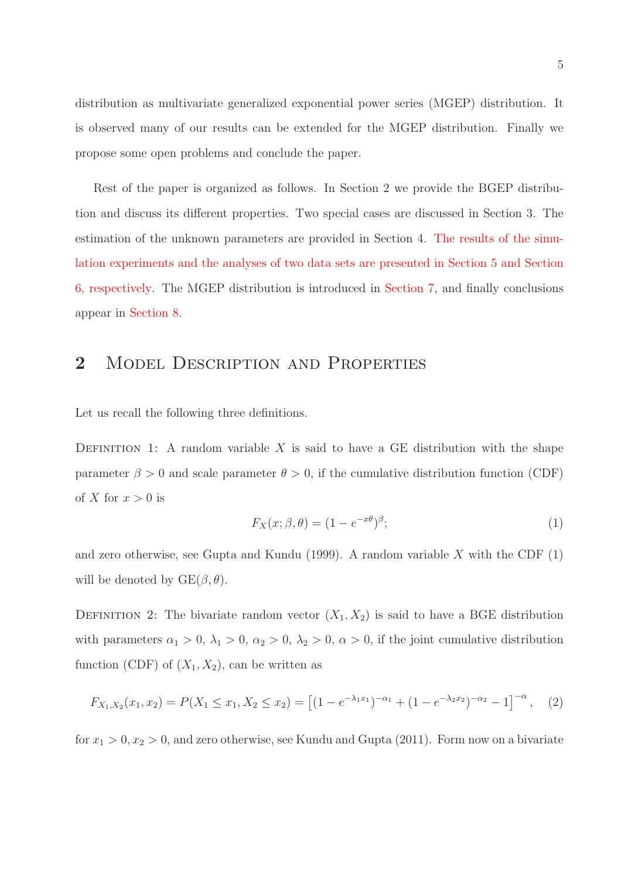distribution as multivariate generalized exponential power series (MGEP) distribution. It is observed many of our results can be extended for the MGEP distribution. Finally we propose some open problems and conclude the paper.

Rest of the paper is organized as follows. In Section 2 we provide the BGEP distribution and discuss its different properties. Two special cases are discussed in Section 3. The estimation of the unknown parameters are provided in Section 4. The results of the simulation experiments and the analyses of two data sets are presented in Section 5 and Section 6, respectively. The MGEP distribution is introduced in Section 7, and finally conclusions appear in Section 8.

## 2 Model Description and Properties

Let us recall the following three definitions.

Definition 1: A random variable $X$ is said to have a GE distribution with the shape parameter $\beta > 0$ and scale parameter $\theta > 0$, if the cumulative distribution function (CDF) of $X$ for $x > 0$ is

$$F_X(x; \beta, \theta) = (1 - e^{-x\theta})^{\beta}; \tag{1}$$

and zero otherwise, see Gupta and Kundu (1999). A random variable $X$ with the CDF (1) will be denoted by GE$(\beta, \theta)$.

Definition 2: The bivariate random vector $(X_1, X_2)$ is said to have a BGE distribution with parameters $\alpha_1 > 0$, $\lambda_1 > 0$, $\alpha_2 > 0$, $\lambda_2 > 0$, $\alpha > 0$, if the joint cumulative distribution function (CDF) of $(X_1, X_2)$, can be written as

$$F_{X_1,X_2}(x_1, x_2) = P(X_1 \leq x_1, X_2 \leq x_2) = \left[(1 - e^{-\lambda_1 x_1})^{-\alpha_1} + (1 - e^{-\lambda_2 x_2})^{-\alpha_2} - 1\right]^{-\alpha}, \tag{2}$$

for $x_1 > 0, x_2 > 0$, and zero otherwise, see Kundu and Gupta (2011). Form now on a bivariate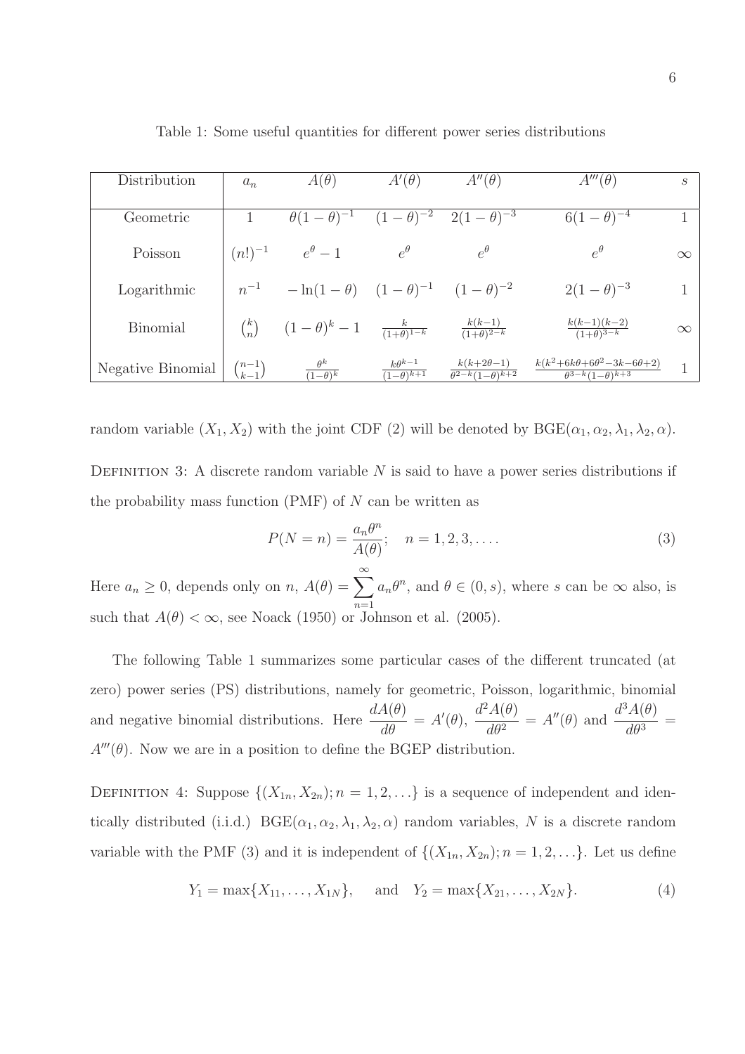Table 1: Some useful quantities for different power series distributions

| Distribution | $a_n$ | $A(\theta)$ | $A'(\theta)$ | $A''(\theta)$ | $A'''(\theta)$ | $s$ |
|---|---|---|---|---|---|---|
| Geometric | $1$ | $\theta(1-\theta)^{-1}$ | $(1-\theta)^{-2}$ | $2(1-\theta)^{-3}$ | $6(1-\theta)^{-4}$ | $1$ |
| Poisson | $(n!)^{-1}$ | $e^{\theta}-1$ | $e^{\theta}$ | $e^{\theta}$ | $e^{\theta}$ | $\infty$ |
| Logarithmic | $n^{-1}$ | $-\ln(1-\theta)$ | $(1-\theta)^{-1}$ | $(1-\theta)^{-2}$ | $2(1-\theta)^{-3}$ | $1$ |
| Binomial | $\binom{k}{n}$ | $(1-\theta)^{k}-1$ | $\frac{k}{(1+\theta)^{1-k}}$ | $\frac{k(k-1)}{(1+\theta)^{2-k}}$ | $\frac{k(k-1)(k-2)}{(1+\theta)^{3-k}}$ | $\infty$ |
| Negative Binomial | $\binom{n-1}{k-1}$ | $\frac{\theta^{k}}{(1-\theta)^{k}}$ | $\frac{k\theta^{k-1}}{(1-\theta)^{k+1}}$ | $\frac{k(k+2\theta-1)}{\theta^{2-k}(1-\theta)^{k+2}}$ | $\frac{k(k^2+6k\theta+6\theta^2-3k-6\theta+2)}{\theta^{3-k}(1-\theta)^{k+3}}$ | $1$ |

random variable $(X_1, X_2)$ with the joint CDF (2) will be denoted by $\text{BGE}(\alpha_1, \alpha_2, \lambda_1, \lambda_2, \alpha)$.

DEFINITION 3: A discrete random variable $N$ is said to have a power series distributions if the probability mass function (PMF) of $N$ can be written as

$$P(N = n) = \frac{a_n \theta^n}{A(\theta)}; \quad n = 1, 2, 3, \ldots. \tag{3}$$

Here $a_n \geq 0$, depends only on $n$, $A(\theta) = \sum_{n=1}^{\infty} a_n \theta^n$, and $\theta \in (0, s)$, where $s$ can be $\infty$ also, is such that $A(\theta) < \infty$, see Noack (1950) or Johnson et al. (2005).

The following Table 1 summarizes some particular cases of the different truncated (at zero) power series (PS) distributions, namely for geometric, Poisson, logarithmic, binomial and negative binomial distributions. Here $\frac{dA(\theta)}{d\theta} = A'(\theta)$, $\frac{d^2A(\theta)}{d\theta^2} = A''(\theta)$ and $\frac{d^3A(\theta)}{d\theta^3} = A'''(\theta)$. Now we are in a position to define the BGEP distribution.

DEFINITION 4: Suppose $\{(X_{1n}, X_{2n}); n = 1, 2, \ldots\}$ is a sequence of independent and identically distributed (i.i.d.) $\text{BGE}(\alpha_1, \alpha_2, \lambda_1, \lambda_2, \alpha)$ random variables, $N$ is a discrete random variable with the PMF (3) and it is independent of $\{(X_{1n}, X_{2n}); n = 1, 2, \ldots\}$. Let us define

$$Y_1 = \max\{X_{11}, \ldots, X_{1N}\}, \quad \text{and} \quad Y_2 = \max\{X_{21}, \ldots, X_{2N}\}. \tag{4}$$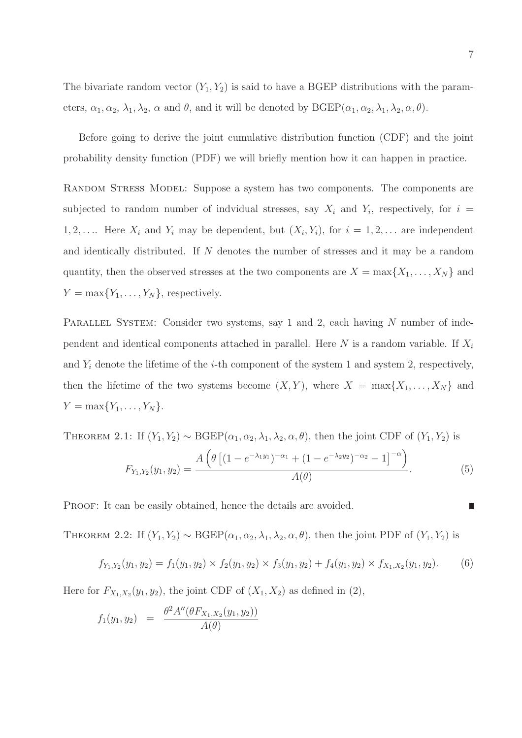The bivariate random vector $(Y_1, Y_2)$ is said to have a BGEP distributions with the parameters, $\alpha_1, \alpha_2$, $\lambda_1, \lambda_2$, $\alpha$ and $\theta$, and it will be denoted by BGEP$(\alpha_1, \alpha_2, \lambda_1, \lambda_2, \alpha, \theta)$.

Before going to derive the joint cumulative distribution function (CDF) and the joint probability density function (PDF) we will briefly mention how it can happen in practice.

Random Stress Model: Suppose a system has two components. The components are subjected to random number of indvidual stresses, say $X_i$ and $Y_i$, respectively, for $i = 1, 2, \ldots$. Here $X_i$ and $Y_i$ may be dependent, but $(X_i, Y_i)$, for $i = 1, 2, \ldots$ are independent and identically distributed. If $N$ denotes the number of stresses and it may be a random quantity, then the observed stresses at the two components are $X = \max\{X_1, \ldots, X_N\}$ and $Y = \max\{Y_1, \ldots, Y_N\}$, respectively.

Parallel System: Consider two systems, say 1 and 2, each having $N$ number of independent and identical components attached in parallel. Here $N$ is a random variable. If $X_i$ and $Y_i$ denote the lifetime of the $i$-th component of the system 1 and system 2, respectively, then the lifetime of the two systems become $(X, Y)$, where $X = \max\{X_1, \ldots, X_N\}$ and $Y = \max\{Y_1, \ldots, Y_N\}$.

Theorem 2.1: If $(Y_1, Y_2) \sim$ BGEP$(\alpha_1, \alpha_2, \lambda_1, \lambda_2, \alpha, \theta)$, then the joint CDF of $(Y_1, Y_2)$ is

$$F_{Y_1,Y_2}(y_1, y_2) = \frac{A\left(\theta\left[(1 - e^{-\lambda_1 y_1})^{-\alpha_1} + (1 - e^{-\lambda_2 y_2})^{-\alpha_2} - 1\right]^{-\alpha}\right)}{A(\theta)}. \tag{5}$$

Proof: It can be easily obtained, hence the details are avoided. ∎

Theorem 2.2: If $(Y_1, Y_2) \sim$ BGEP$(\alpha_1, \alpha_2, \lambda_1, \lambda_2, \alpha, \theta)$, then the joint PDF of $(Y_1, Y_2)$ is

$$f_{Y_1,Y_2}(y_1, y_2) = f_1(y_1, y_2) \times f_2(y_1, y_2) \times f_3(y_1, y_2) + f_4(y_1, y_2) \times f_{X_1,X_2}(y_1, y_2). \tag{6}$$

Here for $F_{X_1,X_2}(y_1, y_2)$, the joint CDF of $(X_1, X_2)$ as defined in (2),

$$f_1(y_1, y_2) = \frac{\theta^2 A''(\theta F_{X_1,X_2}(y_1, y_2))}{A(\theta)}$$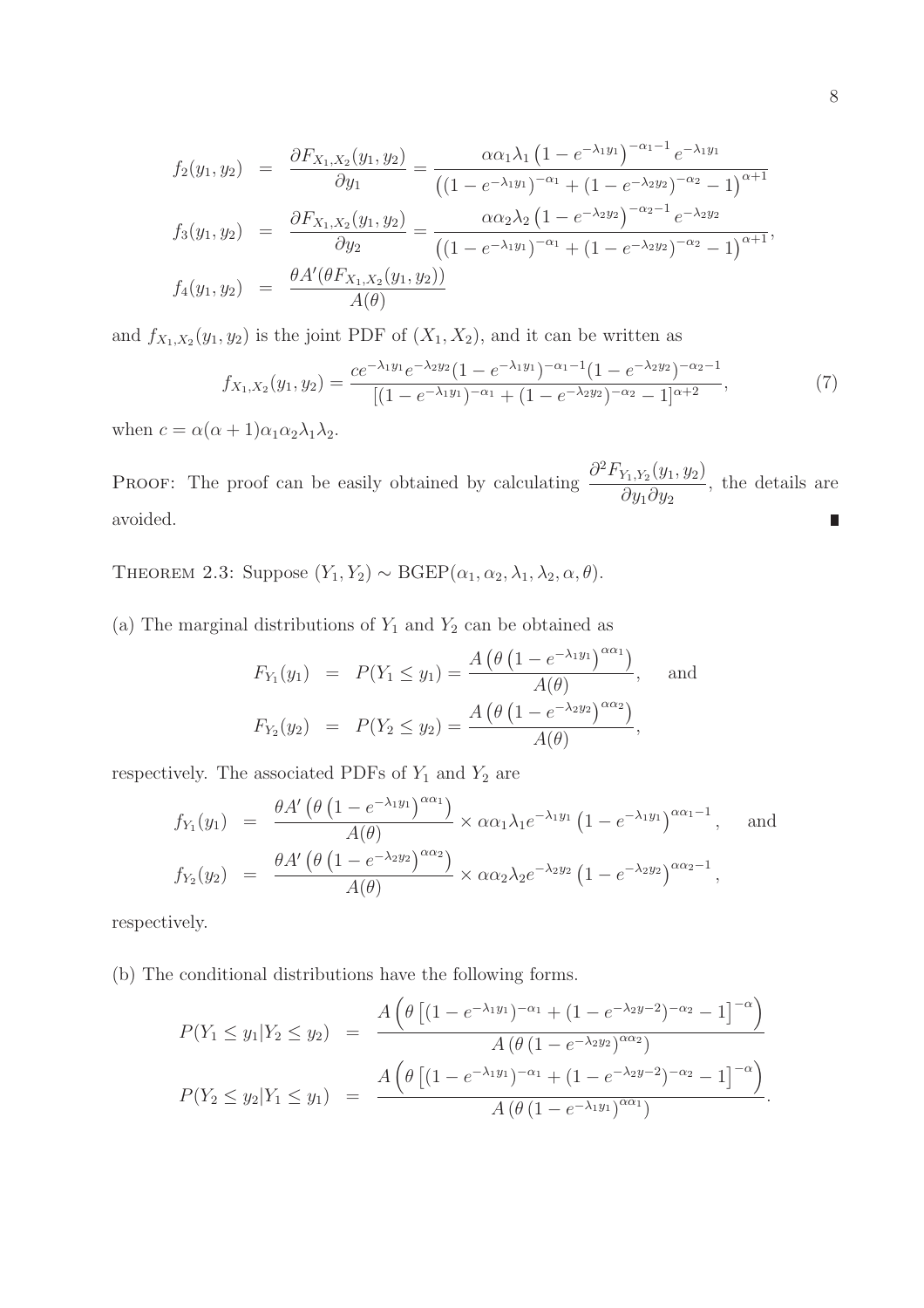$$
\begin{aligned}
f_2(y_1, y_2) &= \frac{\partial F_{X_1,X_2}(y_1, y_2)}{\partial y_1} = \frac{\alpha\alpha_1\lambda_1\left(1 - e^{-\lambda_1 y_1}\right)^{-\alpha_1 - 1} e^{-\lambda_1 y_1}}{\left((1 - e^{-\lambda_1 y_1})^{-\alpha_1} + (1 - e^{-\lambda_2 y_2})^{-\alpha_2} - 1\right)^{\alpha+1}} \\
f_3(y_1, y_2) &= \frac{\partial F_{X_1,X_2}(y_1, y_2)}{\partial y_2} = \frac{\alpha\alpha_2\lambda_2\left(1 - e^{-\lambda_2 y_2}\right)^{-\alpha_2 - 1} e^{-\lambda_2 y_2}}{\left((1 - e^{-\lambda_1 y_1})^{-\alpha_1} + (1 - e^{-\lambda_2 y_2})^{-\alpha_2} - 1\right)^{\alpha+1}}, \\
f_4(y_1, y_2) &= \frac{\theta A'(\theta F_{X_1,X_2}(y_1, y_2))}{A(\theta)}
\end{aligned}
$$

and $f_{X_1,X_2}(y_1, y_2)$ is the joint PDF of $(X_1, X_2)$, and it can be written as

$$
f_{X_1,X_2}(y_1, y_2) = \frac{ce^{-\lambda_1 y_1}e^{-\lambda_2 y_2}(1 - e^{-\lambda_1 y_1})^{-\alpha_1 - 1}(1 - e^{-\lambda_2 y_2})^{-\alpha_2 - 1}}{[(1 - e^{-\lambda_1 y_1})^{-\alpha_1} + (1 - e^{-\lambda_2 y_2})^{-\alpha_2} - 1]^{\alpha+2}}, \tag{7}
$$

when $c = \alpha(\alpha + 1)\alpha_1\alpha_2\lambda_1\lambda_2$.

PROOF: The proof can be easily obtained by calculating $\dfrac{\partial^2 F_{Y_1,Y_2}(y_1, y_2)}{\partial y_1 \partial y_2}$, the details are avoided. ∎

THEOREM 2.3: Suppose $(Y_1, Y_2) \sim \text{BGEP}(\alpha_1, \alpha_2, \lambda_1, \lambda_2, \alpha, \theta)$.

(a) The marginal distributions of $Y_1$ and $Y_2$ can be obtained as

$$
\begin{aligned}
F_{Y_1}(y_1) &= P(Y_1 \le y_1) = \frac{A\left(\theta\left(1 - e^{-\lambda_1 y_1}\right)^{\alpha\alpha_1}\right)}{A(\theta)}, \quad \text{and} \\
F_{Y_2}(y_2) &= P(Y_2 \le y_2) = \frac{A\left(\theta\left(1 - e^{-\lambda_2 y_2}\right)^{\alpha\alpha_2}\right)}{A(\theta)},
\end{aligned}
$$

respectively. The associated PDFs of $Y_1$ and $Y_2$ are

$$
\begin{aligned}
f_{Y_1}(y_1) &= \frac{\theta A'\left(\theta\left(1 - e^{-\lambda_1 y_1}\right)^{\alpha\alpha_1}\right)}{A(\theta)} \times \alpha\alpha_1\lambda_1 e^{-\lambda_1 y_1}\left(1 - e^{-\lambda_1 y_1}\right)^{\alpha\alpha_1 - 1}, \quad \text{and} \\
f_{Y_2}(y_2) &= \frac{\theta A'\left(\theta\left(1 - e^{-\lambda_2 y_2}\right)^{\alpha\alpha_2}\right)}{A(\theta)} \times \alpha\alpha_2\lambda_2 e^{-\lambda_2 y_2}\left(1 - e^{-\lambda_2 y_2}\right)^{\alpha\alpha_2 - 1},
\end{aligned}
$$

respectively.

(b) The conditional distributions have the following forms.

$$
\begin{aligned}
P(Y_1 \le y_1 | Y_2 \le y_2) &= \frac{A\left(\theta\left[(1 - e^{-\lambda_1 y_1})^{-\alpha_1} + (1 - e^{-\lambda_2 y - 2})^{-\alpha_2} - 1\right]^{-\alpha}\right)}{A\left(\theta\left(1 - e^{-\lambda_2 y_2}\right)^{\alpha\alpha_2}\right)} \\
P(Y_2 \le y_2 | Y_1 \le y_1) &= \frac{A\left(\theta\left[(1 - e^{-\lambda_1 y_1})^{-\alpha_1} + (1 - e^{-\lambda_2 y - 2})^{-\alpha_2} - 1\right]^{-\alpha}\right)}{A\left(\theta\left(1 - e^{-\lambda_1 y_1}\right)^{\alpha\alpha_1}\right)}.
\end{aligned}
$$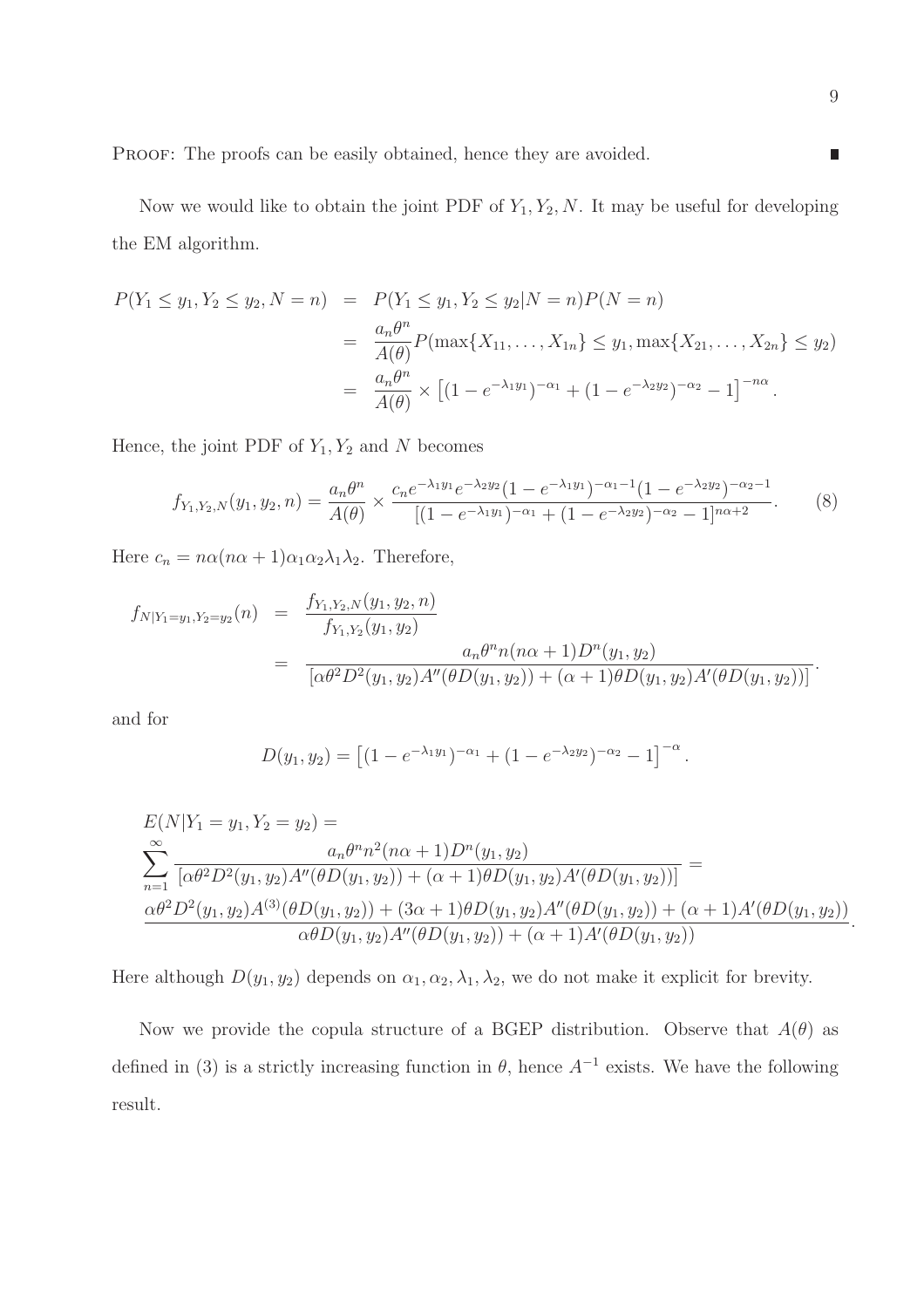PROOF: The proofs can be easily obtained, hence they are avoided. ∎

Now we would like to obtain the joint PDF of $Y_1, Y_2, N$. It may be useful for developing the EM algorithm.

$$
\begin{aligned}
P(Y_1 \le y_1, Y_2 \le y_2, N = n) &= P(Y_1 \le y_1, Y_2 \le y_2 | N = n) P(N = n) \\
&= \frac{a_n \theta^n}{A(\theta)} P(\max\{X_{11}, \ldots, X_{1n}\} \le y_1, \max\{X_{21}, \ldots, X_{2n}\} \le y_2) \\
&= \frac{a_n \theta^n}{A(\theta)} \times \left[(1 - e^{-\lambda_1 y_1})^{-\alpha_1} + (1 - e^{-\lambda_2 y_2})^{-\alpha_2} - 1\right]^{-n\alpha}.
\end{aligned}
$$

Hence, the joint PDF of $Y_1, Y_2$ and $N$ becomes

$$
f_{Y_1,Y_2,N}(y_1, y_2, n) = \frac{a_n \theta^n}{A(\theta)} \times \frac{c_n e^{-\lambda_1 y_1} e^{-\lambda_2 y_2} (1 - e^{-\lambda_1 y_1})^{-\alpha_1 - 1} (1 - e^{-\lambda_2 y_2})^{-\alpha_2 - 1}}{\left[(1 - e^{-\lambda_1 y_1})^{-\alpha_1} + (1 - e^{-\lambda_2 y_2})^{-\alpha_2} - 1\right]^{n\alpha + 2}}. \tag{8}
$$

Here $c_n = n\alpha(n\alpha + 1)\alpha_1 \alpha_2 \lambda_1 \lambda_2$. Therefore,

$$
\begin{aligned}
f_{N|Y_1=y_1,Y_2=y_2}(n) &= \frac{f_{Y_1,Y_2,N}(y_1, y_2, n)}{f_{Y_1,Y_2}(y_1, y_2)} \\
&= \frac{a_n \theta^n n(n\alpha + 1) D^n(y_1, y_2)}{\left[\alpha \theta^2 D^2(y_1, y_2) A''(\theta D(y_1, y_2)) + (\alpha + 1)\theta D(y_1, y_2) A'(\theta D(y_1, y_2))\right]}.
\end{aligned}
$$

and for

$$
D(y_1, y_2) = \left[(1 - e^{-\lambda_1 y_1})^{-\alpha_1} + (1 - e^{-\lambda_2 y_2})^{-\alpha_2} - 1\right]^{-\alpha}.
$$

$$
\begin{aligned}
&E(N|Y_1 = y_1, Y_2 = y_2) = \\
&\sum_{n=1}^{\infty} \frac{a_n \theta^n n^2 (n\alpha + 1) D^n(y_1, y_2)}{\left[\alpha \theta^2 D^2(y_1, y_2) A''(\theta D(y_1, y_2)) + (\alpha + 1)\theta D(y_1, y_2) A'(\theta D(y_1, y_2))\right]} = \\
&\frac{\alpha \theta^2 D^2(y_1, y_2) A^{(3)}(\theta D(y_1, y_2)) + (3\alpha + 1)\theta D(y_1, y_2) A''(\theta D(y_1, y_2)) + (\alpha + 1) A'(\theta D(y_1, y_2))}{\alpha \theta D(y_1, y_2) A''(\theta D(y_1, y_2)) + (\alpha + 1) A'(\theta D(y_1, y_2))}.
\end{aligned}
$$

Here although $D(y_1, y_2)$ depends on $\alpha_1, \alpha_2, \lambda_1, \lambda_2$, we do not make it explicit for brevity.

Now we provide the copula structure of a BGEP distribution. Observe that $A(\theta)$ as defined in (3) is a strictly increasing function in $\theta$, hence $A^{-1}$ exists. We have the following result.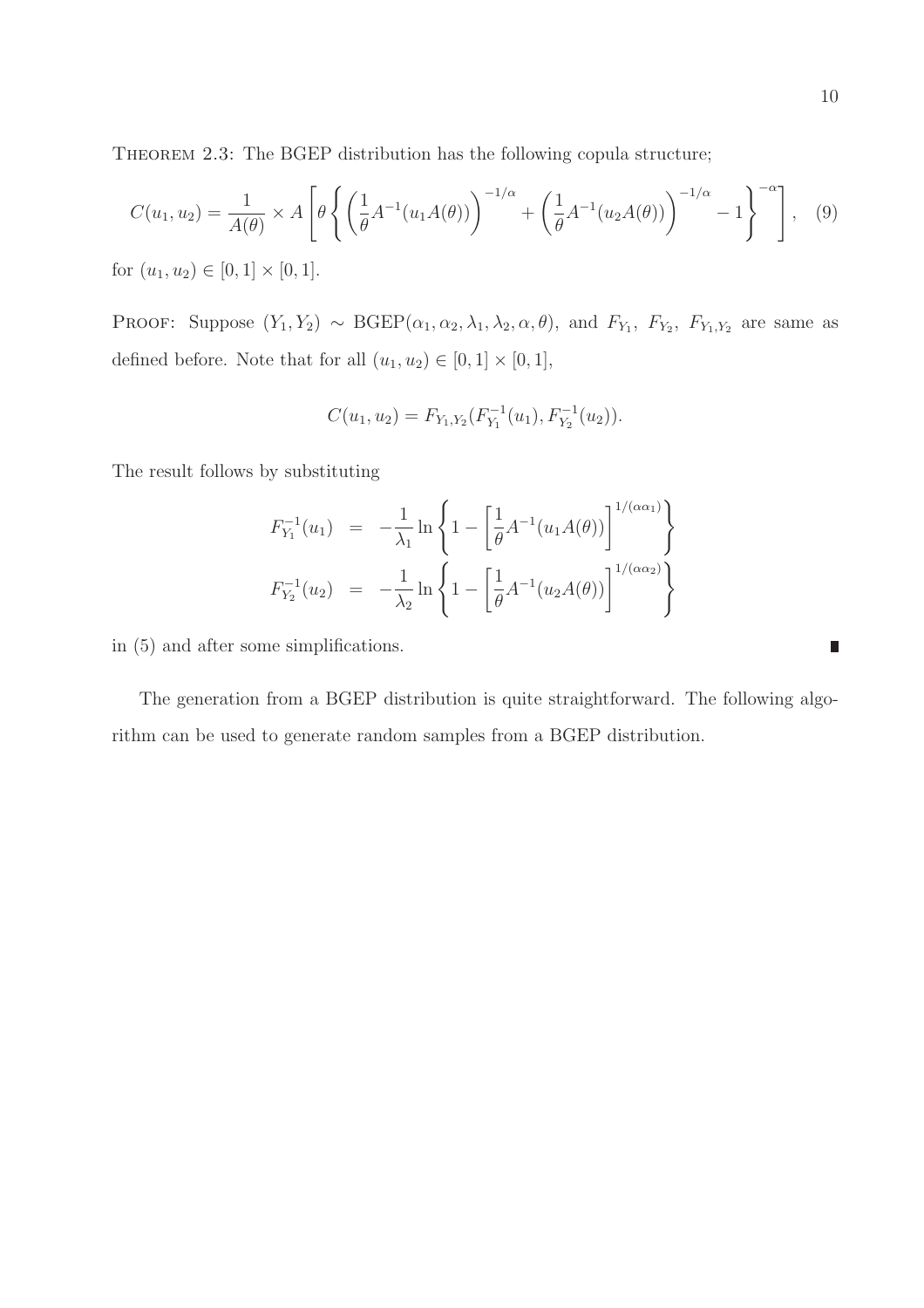THEOREM 2.3: The BGEP distribution has the following copula structure;

$$C(u_1, u_2) = \frac{1}{A(\theta)} \times A\left[\theta\left\{\left(\frac{1}{\theta}A^{-1}(u_1 A(\theta))\right)^{-1/\alpha} + \left(\frac{1}{\theta}A^{-1}(u_2 A(\theta))\right)^{-1/\alpha} - 1\right\}^{-\alpha}\right], \quad (9)$$

for $(u_1, u_2) \in [0,1] \times [0,1]$.

PROOF: Suppose $(Y_1, Y_2) \sim \text{BGEP}(\alpha_1, \alpha_2, \lambda_1, \lambda_2, \alpha, \theta)$, and $F_{Y_1}$, $F_{Y_2}$, $F_{Y_1,Y_2}$ are same as defined before. Note that for all $(u_1, u_2) \in [0,1] \times [0,1]$,

$$C(u_1, u_2) = F_{Y_1,Y_2}(F_{Y_1}^{-1}(u_1), F_{Y_2}^{-1}(u_2)).$$

The result follows by substituting

$$\begin{aligned}
F_{Y_1}^{-1}(u_1) &= -\frac{1}{\lambda_1}\ln\left\{1 - \left[\frac{1}{\theta}A^{-1}(u_1 A(\theta))\right]^{1/(\alpha\alpha_1)}\right\} \\
F_{Y_2}^{-1}(u_2) &= -\frac{1}{\lambda_2}\ln\left\{1 - \left[\frac{1}{\theta}A^{-1}(u_2 A(\theta))\right]^{1/(\alpha\alpha_2)}\right\}
\end{aligned}$$

in (5) and after some simplifications. ∎

The generation from a BGEP distribution is quite straightforward. The following algorithm can be used to generate random samples from a BGEP distribution.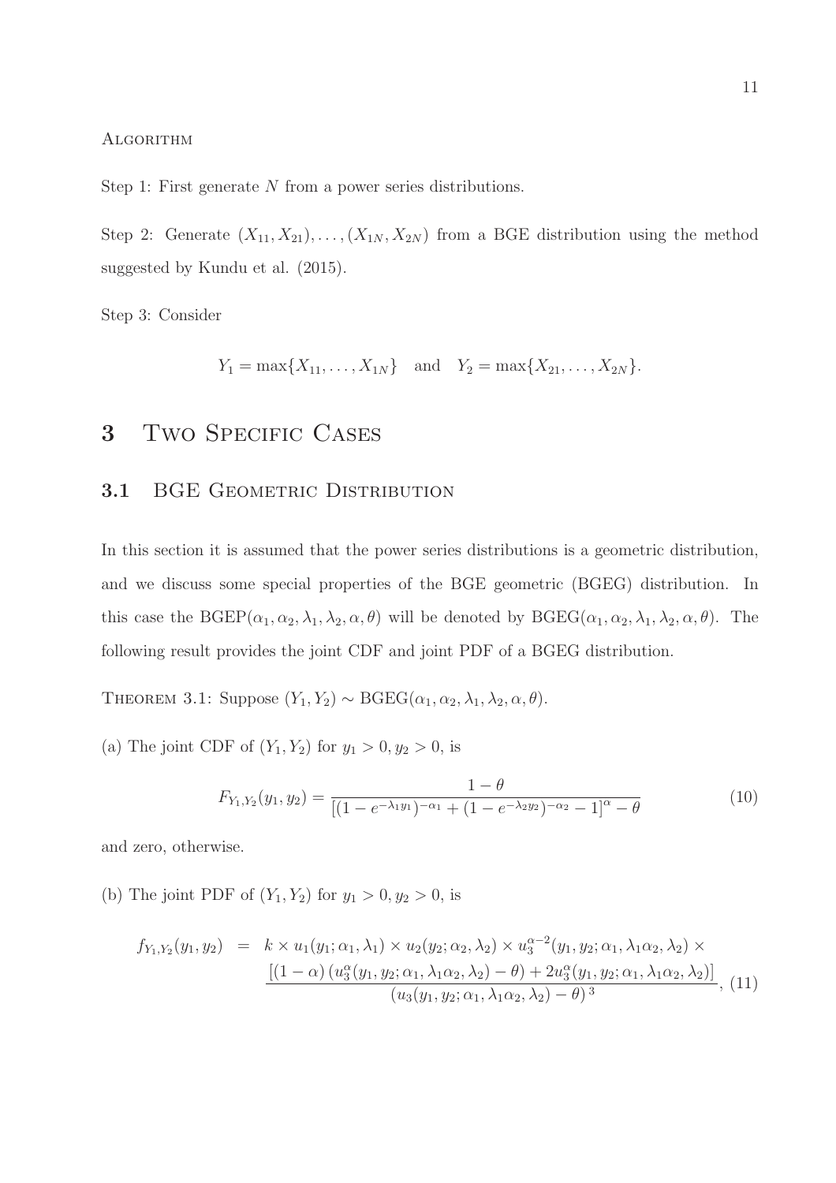Algorithm

Step 1: First generate $N$ from a power series distributions.

Step 2: Generate $(X_{11}, X_{21}), \ldots, (X_{1N}, X_{2N})$ from a BGE distribution using the method suggested by Kundu et al. (2015).

Step 3: Consider

$$Y_1 = \max\{X_{11}, \ldots, X_{1N}\} \quad \text{and} \quad Y_2 = \max\{X_{21}, \ldots, X_{2N}\}.$$

## 3 Two Specific Cases

### 3.1 BGE Geometric Distribution

In this section it is assumed that the power series distributions is a geometric distribution, and we discuss some special properties of the BGE geometric (BGEG) distribution. In this case the $\text{BGEP}(\alpha_1, \alpha_2, \lambda_1, \lambda_2, \alpha, \theta)$ will be denoted by $\text{BGEG}(\alpha_1, \alpha_2, \lambda_1, \lambda_2, \alpha, \theta)$. The following result provides the joint CDF and joint PDF of a BGEG distribution.

Theorem 3.1: Suppose $(Y_1, Y_2) \sim \text{BGEG}(\alpha_1, \alpha_2, \lambda_1, \lambda_2, \alpha, \theta)$.

(a) The joint CDF of $(Y_1, Y_2)$ for $y_1 > 0, y_2 > 0$, is

$$F_{Y_1,Y_2}(y_1, y_2) = \frac{1-\theta}{[(1-e^{-\lambda_1 y_1})^{-\alpha_1} + (1-e^{-\lambda_2 y_2})^{-\alpha_2} - 1]^{\alpha} - \theta} \tag{10}$$

and zero, otherwise.

(b) The joint PDF of $(Y_1, Y_2)$ for $y_1 > 0, y_2 > 0$, is

$$\begin{aligned} f_{Y_1,Y_2}(y_1, y_2) \;=\; & k \times u_1(y_1; \alpha_1, \lambda_1) \times u_2(y_2; \alpha_2, \lambda_2) \times u_3^{\alpha-2}(y_1, y_2; \alpha_1, \lambda_1\alpha_2, \lambda_2) \times \\ & \frac{[(1-\alpha)\left(u_3^{\alpha}(y_1, y_2; \alpha_1, \lambda_1\alpha_2, \lambda_2) - \theta\right) + 2u_3^{\alpha}(y_1, y_2; \alpha_1, \lambda_1\alpha_2, \lambda_2)]}{\left(u_3(y_1, y_2; \alpha_1, \lambda_1\alpha_2, \lambda_2) - \theta\right)^3}, \end{aligned} \tag{11}$$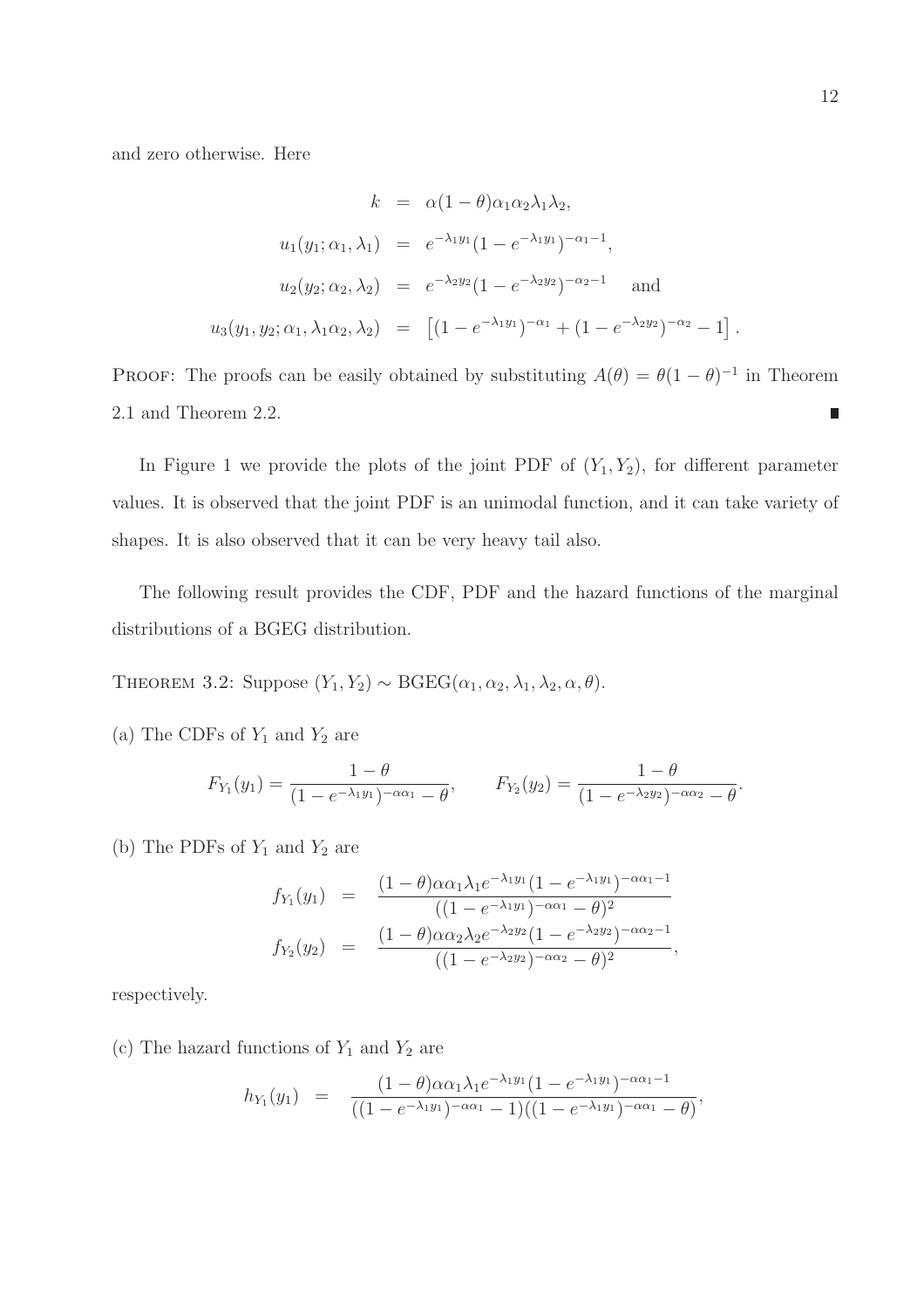and zero otherwise. Here

$$
\begin{aligned}
k &= \alpha(1-\theta)\alpha_1\alpha_2\lambda_1\lambda_2, \\
u_1(y_1;\alpha_1,\lambda_1) &= e^{-\lambda_1 y_1}(1-e^{-\lambda_1 y_1})^{-\alpha_1-1}, \\
u_2(y_2;\alpha_2,\lambda_2) &= e^{-\lambda_2 y_2}(1-e^{-\lambda_2 y_2})^{-\alpha_2-1} \quad \text{and} \\
u_3(y_1,y_2;\alpha_1,\lambda_1\alpha_2,\lambda_2) &= \left[(1-e^{-\lambda_1 y_1})^{-\alpha_1} + (1-e^{-\lambda_2 y_2})^{-\alpha_2} - 1\right].
\end{aligned}
$$

PROOF: The proofs can be easily obtained by substituting $A(\theta) = \theta(1-\theta)^{-1}$ in Theorem 2.1 and Theorem 2.2. ∎

In Figure 1 we provide the plots of the joint PDF of $(Y_1, Y_2)$, for different parameter values. It is observed that the joint PDF is an unimodal function, and it can take variety of shapes. It is also observed that it can be very heavy tail also.

The following result provides the CDF, PDF and the hazard functions of the marginal distributions of a BGEG distribution.

THEOREM 3.2: Suppose $(Y_1, Y_2) \sim \text{BGEG}(\alpha_1, \alpha_2, \lambda_1, \lambda_2, \alpha, \theta)$.

(a) The CDFs of $Y_1$ and $Y_2$ are

$$
F_{Y_1}(y_1) = \frac{1-\theta}{(1-e^{-\lambda_1 y_1})^{-\alpha\alpha_1} - \theta}, \qquad F_{Y_2}(y_2) = \frac{1-\theta}{(1-e^{-\lambda_2 y_2})^{-\alpha\alpha_2} - \theta}.
$$

(b) The PDFs of $Y_1$ and $Y_2$ are

$$
\begin{aligned}
f_{Y_1}(y_1) &= \frac{(1-\theta)\alpha\alpha_1\lambda_1 e^{-\lambda_1 y_1}(1-e^{-\lambda_1 y_1})^{-\alpha\alpha_1-1}}{((1-e^{-\lambda_1 y_1})^{-\alpha\alpha_1} - \theta)^2} \\
f_{Y_2}(y_2) &= \frac{(1-\theta)\alpha\alpha_2\lambda_2 e^{-\lambda_2 y_2}(1-e^{-\lambda_2 y_2})^{-\alpha\alpha_2-1}}{((1-e^{-\lambda_2 y_2})^{-\alpha\alpha_2} - \theta)^2},
\end{aligned}
$$

respectively.

(c) The hazard functions of $Y_1$ and $Y_2$ are

$$
h_{Y_1}(y_1) = \frac{(1-\theta)\alpha\alpha_1\lambda_1 e^{-\lambda_1 y_1}(1-e^{-\lambda_1 y_1})^{-\alpha\alpha_1-1}}{((1-e^{-\lambda_1 y_1})^{-\alpha\alpha_1} - 1)((1-e^{-\lambda_1 y_1})^{-\alpha\alpha_1} - \theta)},
$$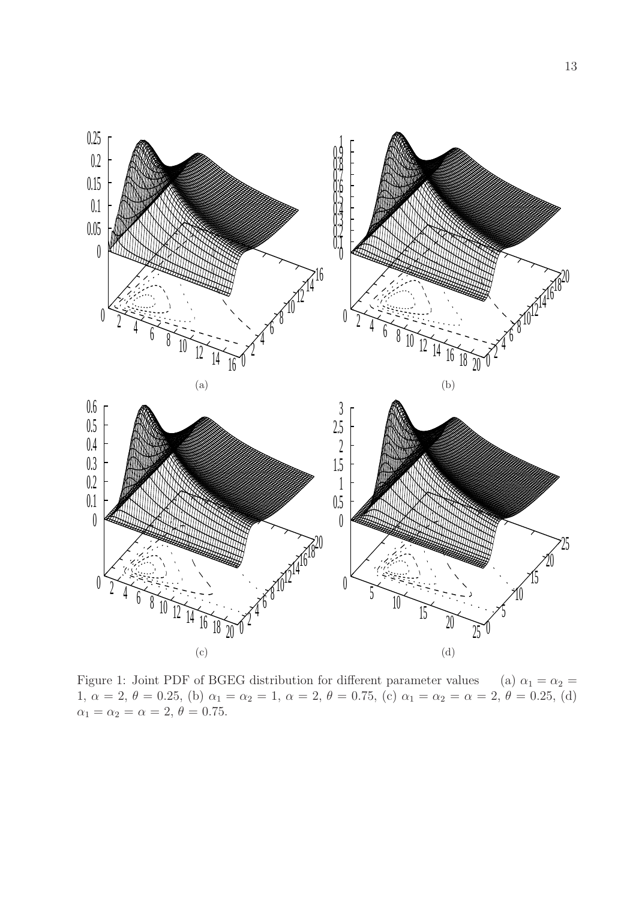(a)

(b)

(c)

(d)

Figure 1: Joint PDF of BGEG distribution for different parameter values (a) $\alpha_1 = \alpha_2 = 1$, $\alpha = 2$, $\theta = 0.25$, (b) $\alpha_1 = \alpha_2 = 1$, $\alpha = 2$, $\theta = 0.75$, (c) $\alpha_1 = \alpha_2 = \alpha = 2$, $\theta = 0.25$, (d) $\alpha_1 = \alpha_2 = \alpha = 2$, $\theta = 0.75$.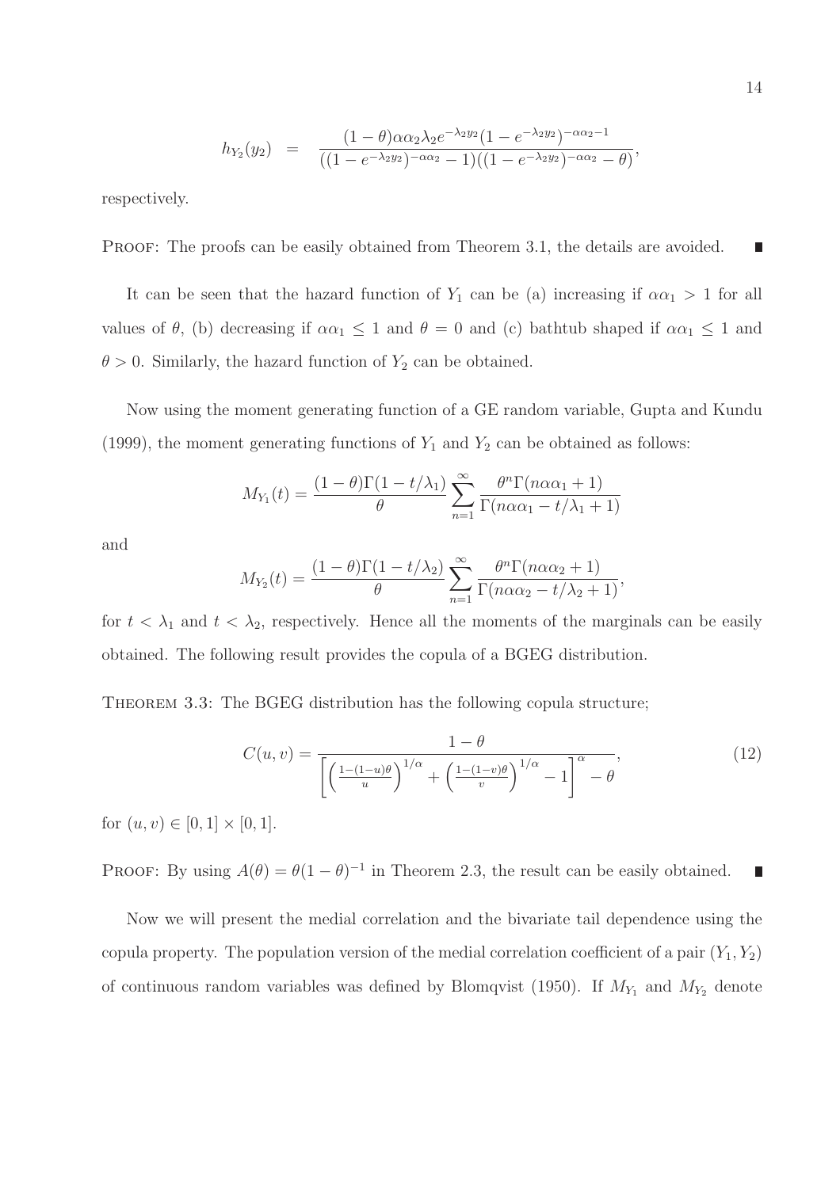$$h_{Y_2}(y_2) \;=\; \frac{(1-\theta)\alpha\alpha_2\lambda_2 e^{-\lambda_2 y_2}(1-e^{-\lambda_2 y_2})^{-\alpha\alpha_2-1}}{((1-e^{-\lambda_2 y_2})^{-\alpha\alpha_2}-1)((1-e^{-\lambda_2 y_2})^{-\alpha\alpha_2}-\theta)},$$

respectively.

PROOF: The proofs can be easily obtained from Theorem 3.1, the details are avoided. ■

It can be seen that the hazard function of $Y_1$ can be (a) increasing if $\alpha\alpha_1 > 1$ for all values of $\theta$, (b) decreasing if $\alpha\alpha_1 \leq 1$ and $\theta = 0$ and (c) bathtub shaped if $\alpha\alpha_1 \leq 1$ and $\theta > 0$. Similarly, the hazard function of $Y_2$ can be obtained.

Now using the moment generating function of a GE random variable, Gupta and Kundu (1999), the moment generating functions of $Y_1$ and $Y_2$ can be obtained as follows:

$$M_{Y_1}(t) = \frac{(1-\theta)\Gamma(1-t/\lambda_1)}{\theta}\sum_{n=1}^{\infty}\frac{\theta^n\Gamma(n\alpha\alpha_1+1)}{\Gamma(n\alpha\alpha_1-t/\lambda_1+1)}$$

and

$$M_{Y_2}(t) = \frac{(1-\theta)\Gamma(1-t/\lambda_2)}{\theta}\sum_{n=1}^{\infty}\frac{\theta^n\Gamma(n\alpha\alpha_2+1)}{\Gamma(n\alpha\alpha_2-t/\lambda_2+1)},$$

for $t < \lambda_1$ and $t < \lambda_2$, respectively. Hence all the moments of the marginals can be easily obtained. The following result provides the copula of a BGEG distribution.

THEOREM 3.3: The BGEG distribution has the following copula structure;

$$C(u,v) = \frac{1-\theta}{\left[\left(\frac{1-(1-u)\theta}{u}\right)^{1/\alpha} + \left(\frac{1-(1-v)\theta}{v}\right)^{1/\alpha} - 1\right]^{\alpha} - \theta}, \tag{12}$$

for $(u,v) \in [0,1]\times[0,1]$.

PROOF: By using $A(\theta) = \theta(1-\theta)^{-1}$ in Theorem 2.3, the result can be easily obtained. ■

Now we will present the medial correlation and the bivariate tail dependence using the copula property. The population version of the medial correlation coefficient of a pair $(Y_1, Y_2)$ of continuous random variables was defined by Blomqvist (1950). If $M_{Y_1}$ and $M_{Y_2}$ denote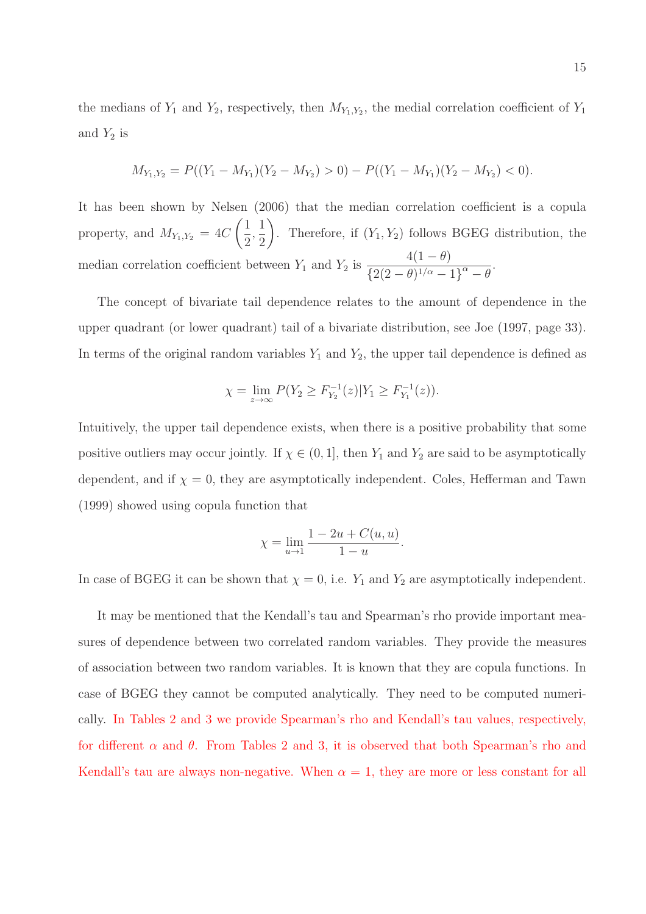the medians of $Y_1$ and $Y_2$, respectively, then $M_{Y_1,Y_2}$, the medial correlation coefficient of $Y_1$ and $Y_2$ is

$$M_{Y_1,Y_2} = P((Y_1 - M_{Y_1})(Y_2 - M_{Y_2}) > 0) - P((Y_1 - M_{Y_1})(Y_2 - M_{Y_2}) < 0).$$

It has been shown by Nelsen (2006) that the median correlation coefficient is a copula property, and $M_{Y_1,Y_2} = 4C\left(\frac{1}{2}, \frac{1}{2}\right)$. Therefore, if $(Y_1, Y_2)$ follows BGEG distribution, the median correlation coefficient between $Y_1$ and $Y_2$ is $\dfrac{4(1-\theta)}{\{2(2-\theta)^{1/\alpha} - 1\}^{\alpha} - \theta}$.

The concept of bivariate tail dependence relates to the amount of dependence in the upper quadrant (or lower quadrant) tail of a bivariate distribution, see Joe (1997, page 33). In terms of the original random variables $Y_1$ and $Y_2$, the upper tail dependence is defined as

$$\chi = \lim_{z \to \infty} P(Y_2 \geq F_{Y_2}^{-1}(z) | Y_1 \geq F_{Y_1}^{-1}(z)).$$

Intuitively, the upper tail dependence exists, when there is a positive probability that some positive outliers may occur jointly. If $\chi \in (0, 1]$, then $Y_1$ and $Y_2$ are said to be asymptotically dependent, and if $\chi = 0$, they are asymptotically independent. Coles, Hefferman and Tawn (1999) showed using copula function that

$$\chi = \lim_{u \to 1} \frac{1 - 2u + C(u, u)}{1 - u}.$$

In case of BGEG it can be shown that $\chi = 0$, i.e. $Y_1$ and $Y_2$ are asymptotically independent.

It may be mentioned that the Kendall's tau and Spearman's rho provide important measures of dependence between two correlated random variables. They provide the measures of association between two random variables. It is known that they are copula functions. In case of BGEG they cannot be computed analytically. They need to be computed numerically. In Tables 2 and 3 we provide Spearman's rho and Kendall's tau values, respectively, for different $\alpha$ and $\theta$. From Tables 2 and 3, it is observed that both Spearman's rho and Kendall's tau are always non-negative. When $\alpha = 1$, they are more or less constant for all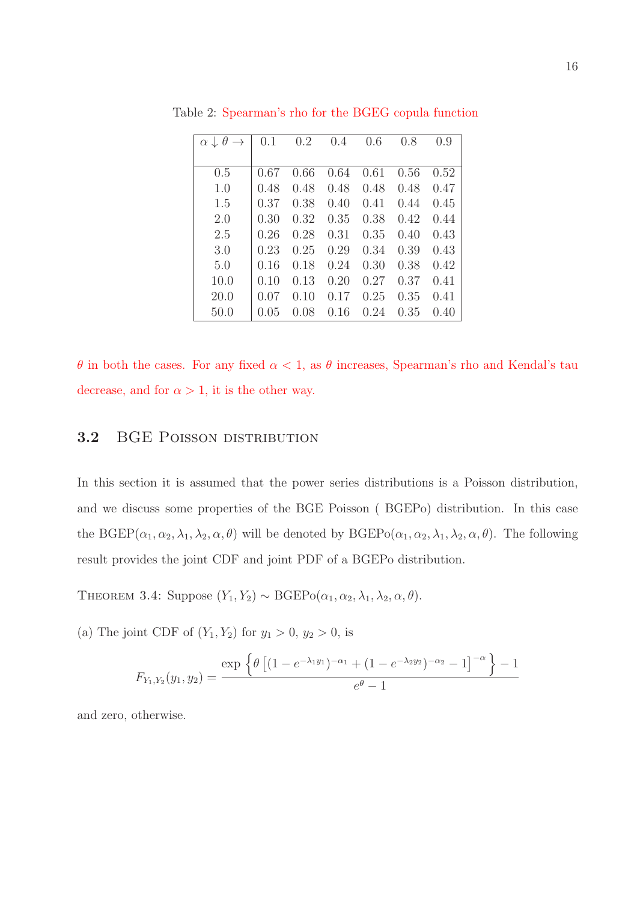Table 2: Spearman's rho for the BGEG copula function

| $\alpha \downarrow \theta \rightarrow$ | 0.1 | 0.2 | 0.4 | 0.6 | 0.8 | 0.9 |
|---|---|---|---|---|---|---|
| 0.5 | 0.67 | 0.66 | 0.64 | 0.61 | 0.56 | 0.52 |
| 1.0 | 0.48 | 0.48 | 0.48 | 0.48 | 0.48 | 0.47 |
| 1.5 | 0.37 | 0.38 | 0.40 | 0.41 | 0.44 | 0.45 |
| 2.0 | 0.30 | 0.32 | 0.35 | 0.38 | 0.42 | 0.44 |
| 2.5 | 0.26 | 0.28 | 0.31 | 0.35 | 0.40 | 0.43 |
| 3.0 | 0.23 | 0.25 | 0.29 | 0.34 | 0.39 | 0.43 |
| 5.0 | 0.16 | 0.18 | 0.24 | 0.30 | 0.38 | 0.42 |
| 10.0 | 0.10 | 0.13 | 0.20 | 0.27 | 0.37 | 0.41 |
| 20.0 | 0.07 | 0.10 | 0.17 | 0.25 | 0.35 | 0.41 |
| 50.0 | 0.05 | 0.08 | 0.16 | 0.24 | 0.35 | 0.40 |

$\theta$ in both the cases. For any fixed $\alpha < 1$, as $\theta$ increases, Spearman's rho and Kendal's tau decrease, and for $\alpha > 1$, it is the other way.

## 3.2 BGE Poisson distribution

In this section it is assumed that the power series distributions is a Poisson distribution, and we discuss some properties of the BGE Poisson ( BGEPo) distribution. In this case the BGEP$(\alpha_1, \alpha_2, \lambda_1, \lambda_2, \alpha, \theta)$ will be denoted by BGEPo$(\alpha_1, \alpha_2, \lambda_1, \lambda_2, \alpha, \theta)$. The following result provides the joint CDF and joint PDF of a BGEPo distribution.

Theorem 3.4: Suppose $(Y_1, Y_2) \sim$ BGEPo$(\alpha_1, \alpha_2, \lambda_1, \lambda_2, \alpha, \theta)$.

(a) The joint CDF of $(Y_1, Y_2)$ for $y_1 > 0$, $y_2 > 0$, is

$$F_{Y_1,Y_2}(y_1, y_2) = \frac{\exp\left\{\theta\left[(1 - e^{-\lambda_1 y_1})^{-\alpha_1} + (1 - e^{-\lambda_2 y_2})^{-\alpha_2} - 1\right]^{-\alpha}\right\} - 1}{e^{\theta} - 1}$$

and zero, otherwise.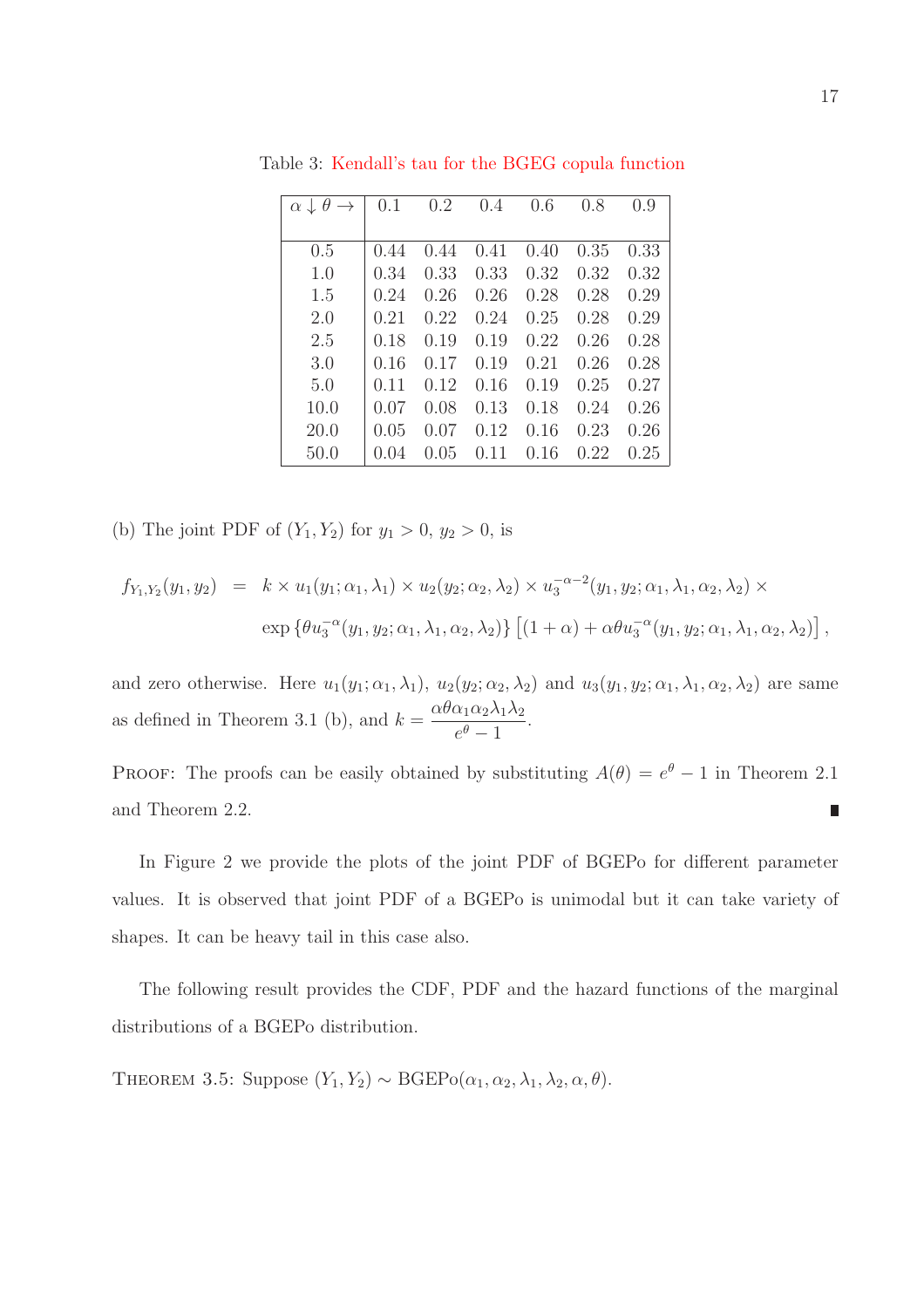Table 3: Kendall's tau for the BGEG copula function

| $\alpha \downarrow \theta \rightarrow$ | 0.1 | 0.2 | 0.4 | 0.6 | 0.8 | 0.9 |
|---|---|---|---|---|---|---|
| 0.5 | 0.44 | 0.44 | 0.41 | 0.40 | 0.35 | 0.33 |
| 1.0 | 0.34 | 0.33 | 0.33 | 0.32 | 0.32 | 0.32 |
| 1.5 | 0.24 | 0.26 | 0.26 | 0.28 | 0.28 | 0.29 |
| 2.0 | 0.21 | 0.22 | 0.24 | 0.25 | 0.28 | 0.29 |
| 2.5 | 0.18 | 0.19 | 0.19 | 0.22 | 0.26 | 0.28 |
| 3.0 | 0.16 | 0.17 | 0.19 | 0.21 | 0.26 | 0.28 |
| 5.0 | 0.11 | 0.12 | 0.16 | 0.19 | 0.25 | 0.27 |
| 10.0 | 0.07 | 0.08 | 0.13 | 0.18 | 0.24 | 0.26 |
| 20.0 | 0.05 | 0.07 | 0.12 | 0.16 | 0.23 | 0.26 |
| 50.0 | 0.04 | 0.05 | 0.11 | 0.16 | 0.22 | 0.25 |

(b) The joint PDF of $(Y_1, Y_2)$ for $y_1 > 0$, $y_2 > 0$, is

$$
\begin{aligned}
f_{Y_1,Y_2}(y_1, y_2) &= k \times u_1(y_1; \alpha_1, \lambda_1) \times u_2(y_2; \alpha_2, \lambda_2) \times u_3^{-\alpha-2}(y_1, y_2; \alpha_1, \lambda_1, \alpha_2, \lambda_2) \times \\
&\quad \exp\left\{\theta u_3^{-\alpha}(y_1, y_2; \alpha_1, \lambda_1, \alpha_2, \lambda_2)\right\} \left[(1+\alpha) + \alpha\theta u_3^{-\alpha}(y_1, y_2; \alpha_1, \lambda_1, \alpha_2, \lambda_2)\right],
\end{aligned}
$$

and zero otherwise. Here $u_1(y_1; \alpha_1, \lambda_1)$, $u_2(y_2; \alpha_2, \lambda_2)$ and $u_3(y_1, y_2; \alpha_1, \lambda_1, \alpha_2, \lambda_2)$ are same as defined in Theorem 3.1 (b), and $k = \dfrac{\alpha\theta\alpha_1\alpha_2\lambda_1\lambda_2}{e^\theta - 1}$.

Proof: The proofs can be easily obtained by substituting $A(\theta) = e^\theta - 1$ in Theorem 2.1 and Theorem 2.2. ∎

In Figure 2 we provide the plots of the joint PDF of BGEPo for different parameter values. It is observed that joint PDF of a BGEPo is unimodal but it can take variety of shapes. It can be heavy tail in this case also.

The following result provides the CDF, PDF and the hazard functions of the marginal distributions of a BGEPo distribution.

Theorem 3.5: Suppose $(Y_1, Y_2) \sim \text{BGEPo}(\alpha_1, \alpha_2, \lambda_1, \lambda_2, \alpha, \theta)$.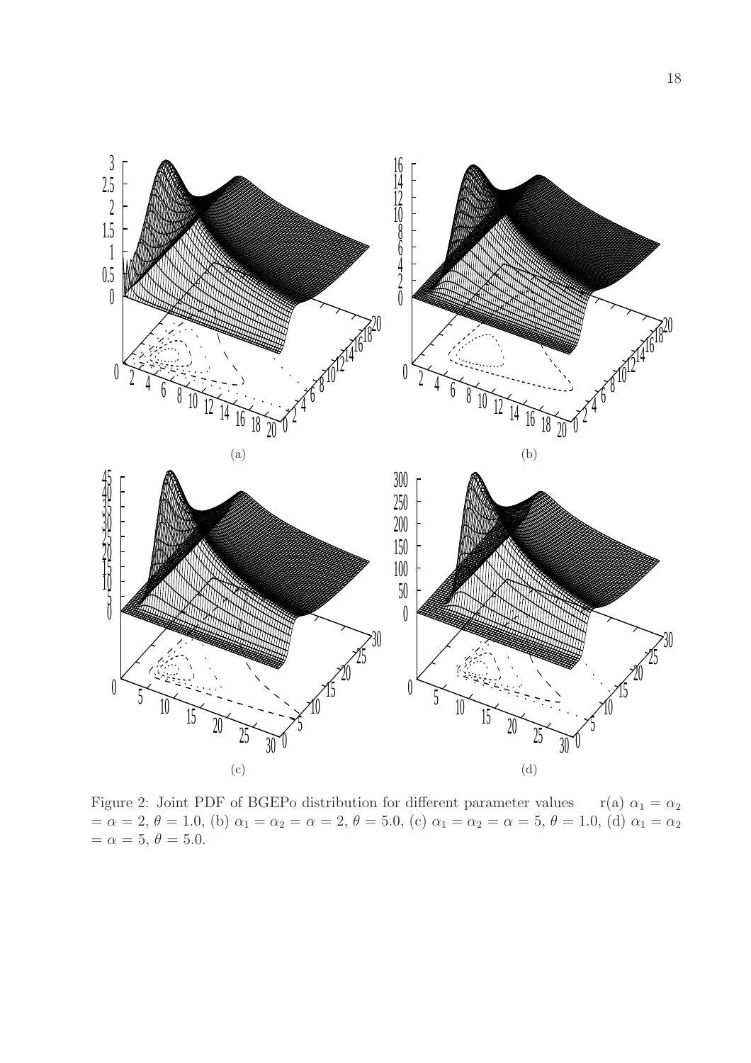(a)

(b)

(c)

(d)

Figure 2: Joint PDF of BGEPo distribution for different parameter values r(a) $\alpha_1 = \alpha_2 = \alpha = 2$, $\theta = 1.0$, (b) $\alpha_1 = \alpha_2 = \alpha = 2$, $\theta = 5.0$, (c) $\alpha_1 = \alpha_2 = \alpha = 5$, $\theta = 1.0$, (d) $\alpha_1 = \alpha_2 = \alpha = 5$, $\theta = 5.0$.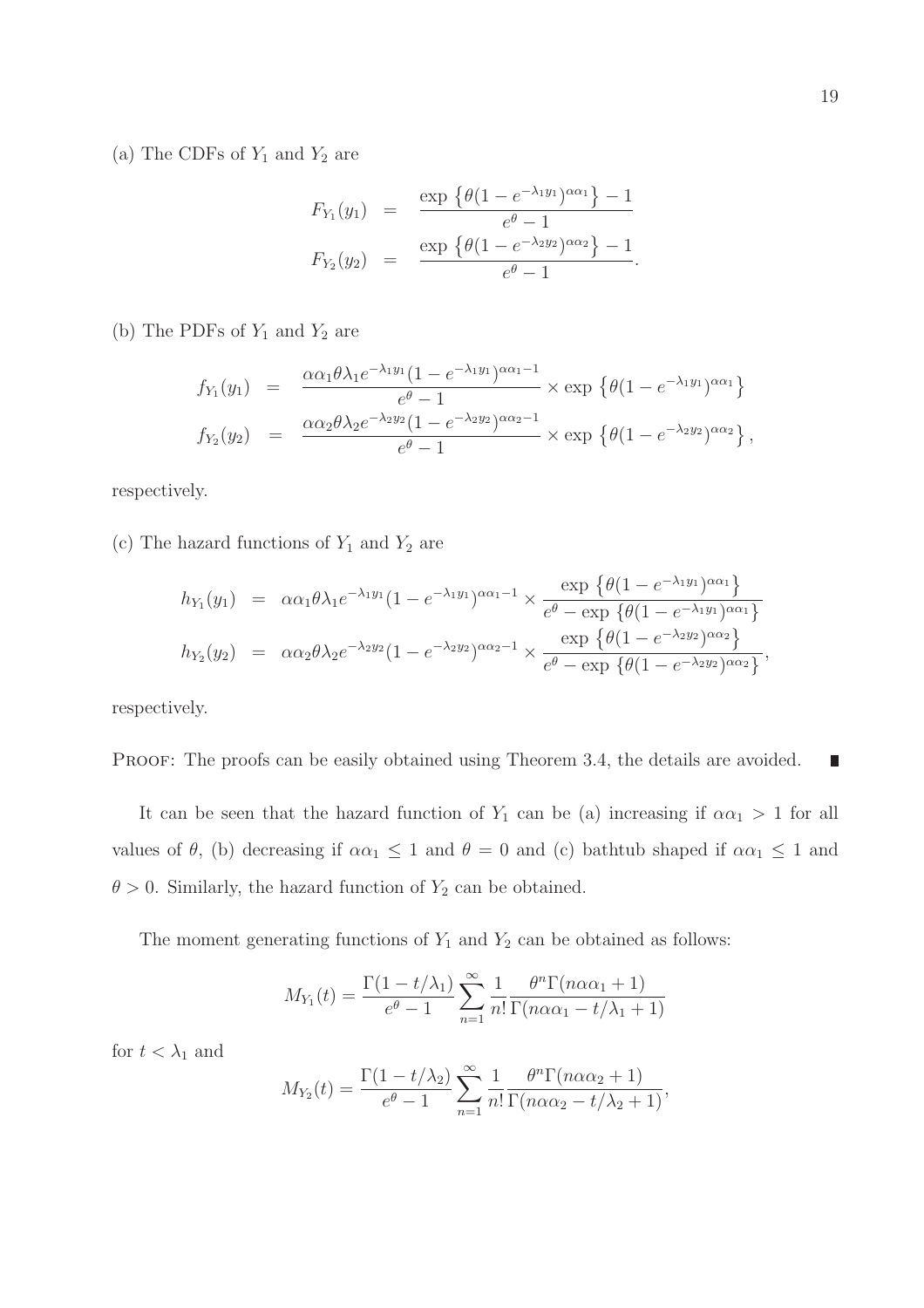(a) The CDFs of $Y_1$ and $Y_2$ are

$$
\begin{aligned}
F_{Y_1}(y_1) &= \frac{\exp\left\{\theta(1-e^{-\lambda_1 y_1})^{\alpha\alpha_1}\right\}-1}{e^{\theta}-1} \\
F_{Y_2}(y_2) &= \frac{\exp\left\{\theta(1-e^{-\lambda_2 y_2})^{\alpha\alpha_2}\right\}-1}{e^{\theta}-1}.
\end{aligned}
$$

(b) The PDFs of $Y_1$ and $Y_2$ are

$$
\begin{aligned}
f_{Y_1}(y_1) &= \frac{\alpha\alpha_1\theta\lambda_1 e^{-\lambda_1 y_1}(1-e^{-\lambda_1 y_1})^{\alpha\alpha_1-1}}{e^{\theta}-1} \times \exp\left\{\theta(1-e^{-\lambda_1 y_1})^{\alpha\alpha_1}\right\} \\
f_{Y_2}(y_2) &= \frac{\alpha\alpha_2\theta\lambda_2 e^{-\lambda_2 y_2}(1-e^{-\lambda_2 y_2})^{\alpha\alpha_2-1}}{e^{\theta}-1} \times \exp\left\{\theta(1-e^{-\lambda_2 y_2})^{\alpha\alpha_2}\right\},
\end{aligned}
$$

respectively.

(c) The hazard functions of $Y_1$ and $Y_2$ are

$$
\begin{aligned}
h_{Y_1}(y_1) &= \alpha\alpha_1\theta\lambda_1 e^{-\lambda_1 y_1}(1-e^{-\lambda_1 y_1})^{\alpha\alpha_1-1} \times \frac{\exp\left\{\theta(1-e^{-\lambda_1 y_1})^{\alpha\alpha_1}\right\}}{e^{\theta}-\exp\left\{\theta(1-e^{-\lambda_1 y_1})^{\alpha\alpha_1}\right\}} \\
h_{Y_2}(y_2) &= \alpha\alpha_2\theta\lambda_2 e^{-\lambda_2 y_2}(1-e^{-\lambda_2 y_2})^{\alpha\alpha_2-1} \times \frac{\exp\left\{\theta(1-e^{-\lambda_2 y_2})^{\alpha\alpha_2}\right\}}{e^{\theta}-\exp\left\{\theta(1-e^{-\lambda_2 y_2})^{\alpha\alpha_2}\right\}},
\end{aligned}
$$

respectively.

PROOF: The proofs can be easily obtained using Theorem 3.4, the details are avoided. ∎

It can be seen that the hazard function of $Y_1$ can be (a) increasing if $\alpha\alpha_1 > 1$ for all values of $\theta$, (b) decreasing if $\alpha\alpha_1 \leq 1$ and $\theta = 0$ and (c) bathtub shaped if $\alpha\alpha_1 \leq 1$ and $\theta > 0$. Similarly, the hazard function of $Y_2$ can be obtained.

The moment generating functions of $Y_1$ and $Y_2$ can be obtained as follows:

$$
M_{Y_1}(t) = \frac{\Gamma(1-t/\lambda_1)}{e^{\theta}-1}\sum_{n=1}^{\infty}\frac{1}{n!}\frac{\theta^n\Gamma(n\alpha\alpha_1+1)}{\Gamma(n\alpha\alpha_1-t/\lambda_1+1)}
$$

for $t < \lambda_1$ and

$$
M_{Y_2}(t) = \frac{\Gamma(1-t/\lambda_2)}{e^{\theta}-1}\sum_{n=1}^{\infty}\frac{1}{n!}\frac{\theta^n\Gamma(n\alpha\alpha_2+1)}{\Gamma(n\alpha\alpha_2-t/\lambda_2+1)},
$$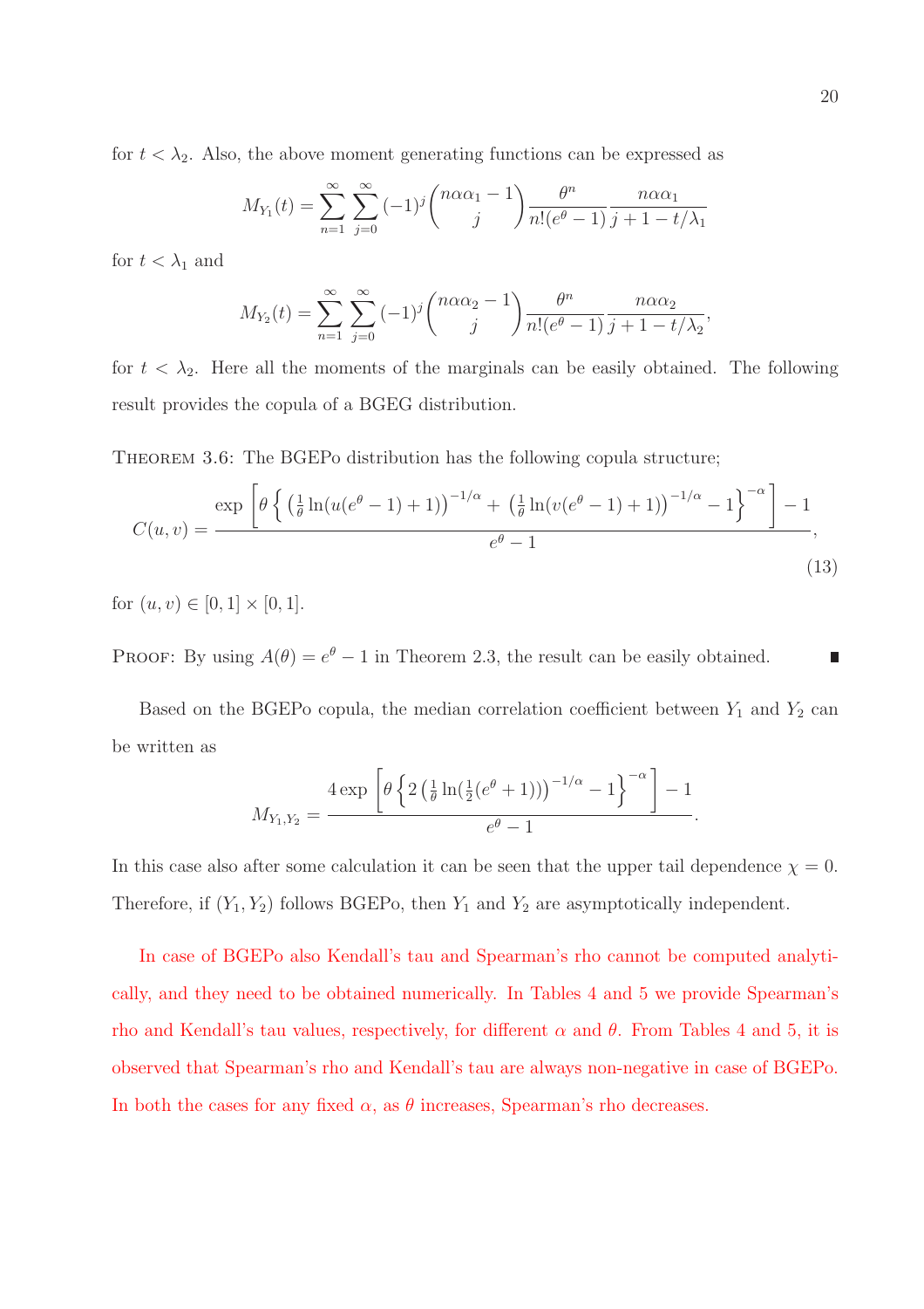for $t < \lambda_2$. Also, the above moment generating functions can be expressed as

$$M_{Y_1}(t) = \sum_{n=1}^{\infty} \sum_{j=0}^{\infty} (-1)^j \binom{n\alpha\alpha_1 - 1}{j} \frac{\theta^n}{n!(e^\theta - 1)} \frac{n\alpha\alpha_1}{j + 1 - t/\lambda_1}$$

for $t < \lambda_1$ and

$$M_{Y_2}(t) = \sum_{n=1}^{\infty} \sum_{j=0}^{\infty} (-1)^j \binom{n\alpha\alpha_2 - 1}{j} \frac{\theta^n}{n!(e^\theta - 1)} \frac{n\alpha\alpha_2}{j + 1 - t/\lambda_2},$$

for $t < \lambda_2$. Here all the moments of the marginals can be easily obtained. The following result provides the copula of a BGEG distribution.

Theorem 3.6: The BGEPo distribution has the following copula structure;

$$C(u,v) = \frac{\exp\left[\theta\left\{\left(\frac{1}{\theta}\ln(u(e^\theta - 1) + 1)\right)^{-1/\alpha} + \left(\frac{1}{\theta}\ln(v(e^\theta - 1) + 1)\right)^{-1/\alpha} - 1\right\}^{-\alpha}\right] - 1}{e^\theta - 1}, \tag{13}$$

for $(u,v) \in [0,1] \times [0,1]$.

Proof: By using $A(\theta) = e^\theta - 1$ in Theorem 2.3, the result can be easily obtained. ∎

Based on the BGEPo copula, the median correlation coefficient between $Y_1$ and $Y_2$ can be written as

$$M_{Y_1,Y_2} = \frac{4\exp\left[\theta\left\{2\left(\frac{1}{\theta}\ln(\frac{1}{2}(e^\theta + 1))\right)^{-1/\alpha} - 1\right\}^{-\alpha}\right] - 1}{e^\theta - 1}.$$

In this case also after some calculation it can be seen that the upper tail dependence $\chi = 0$. Therefore, if $(Y_1, Y_2)$ follows BGEPo, then $Y_1$ and $Y_2$ are asymptotically independent.

In case of BGEPo also Kendall's tau and Spearman's rho cannot be computed analytically, and they need to be obtained numerically. In Tables 4 and 5 we provide Spearman's rho and Kendall's tau values, respectively, for different $\alpha$ and $\theta$. From Tables 4 and 5, it is observed that Spearman's rho and Kendall's tau are always non-negative in case of BGEPo. In both the cases for any fixed $\alpha$, as $\theta$ increases, Spearman's rho decreases.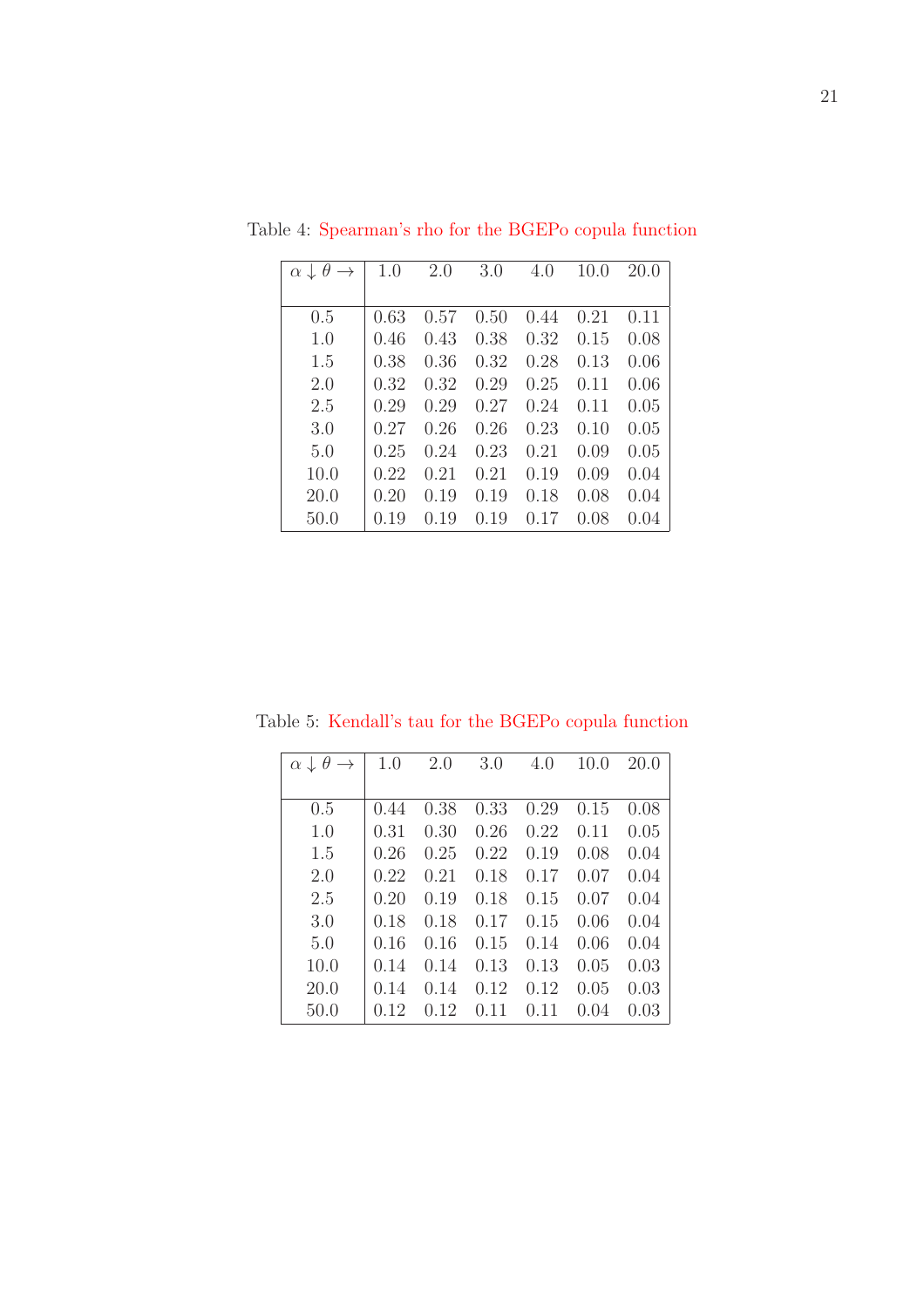Table 4: Spearman's rho for the BGEPo copula function

| $\alpha \downarrow \theta \rightarrow$ | 1.0 | 2.0 | 3.0 | 4.0 | 10.0 | 20.0 |
|---|---|---|---|---|---|---|
| 0.5 | 0.63 | 0.57 | 0.50 | 0.44 | 0.21 | 0.11 |
| 1.0 | 0.46 | 0.43 | 0.38 | 0.32 | 0.15 | 0.08 |
| 1.5 | 0.38 | 0.36 | 0.32 | 0.28 | 0.13 | 0.06 |
| 2.0 | 0.32 | 0.32 | 0.29 | 0.25 | 0.11 | 0.06 |
| 2.5 | 0.29 | 0.29 | 0.27 | 0.24 | 0.11 | 0.05 |
| 3.0 | 0.27 | 0.26 | 0.26 | 0.23 | 0.10 | 0.05 |
| 5.0 | 0.25 | 0.24 | 0.23 | 0.21 | 0.09 | 0.05 |
| 10.0 | 0.22 | 0.21 | 0.21 | 0.19 | 0.09 | 0.04 |
| 20.0 | 0.20 | 0.19 | 0.19 | 0.18 | 0.08 | 0.04 |
| 50.0 | 0.19 | 0.19 | 0.19 | 0.17 | 0.08 | 0.04 |

Table 5: Kendall's tau for the BGEPo copula function

| $\alpha \downarrow \theta \rightarrow$ | 1.0 | 2.0 | 3.0 | 4.0 | 10.0 | 20.0 |
|---|---|---|---|---|---|---|
| 0.5 | 0.44 | 0.38 | 0.33 | 0.29 | 0.15 | 0.08 |
| 1.0 | 0.31 | 0.30 | 0.26 | 0.22 | 0.11 | 0.05 |
| 1.5 | 0.26 | 0.25 | 0.22 | 0.19 | 0.08 | 0.04 |
| 2.0 | 0.22 | 0.21 | 0.18 | 0.17 | 0.07 | 0.04 |
| 2.5 | 0.20 | 0.19 | 0.18 | 0.15 | 0.07 | 0.04 |
| 3.0 | 0.18 | 0.18 | 0.17 | 0.15 | 0.06 | 0.04 |
| 5.0 | 0.16 | 0.16 | 0.15 | 0.14 | 0.06 | 0.04 |
| 10.0 | 0.14 | 0.14 | 0.13 | 0.13 | 0.05 | 0.03 |
| 20.0 | 0.14 | 0.14 | 0.12 | 0.12 | 0.05 | 0.03 |
| 50.0 | 0.12 | 0.12 | 0.11 | 0.11 | 0.04 | 0.03 |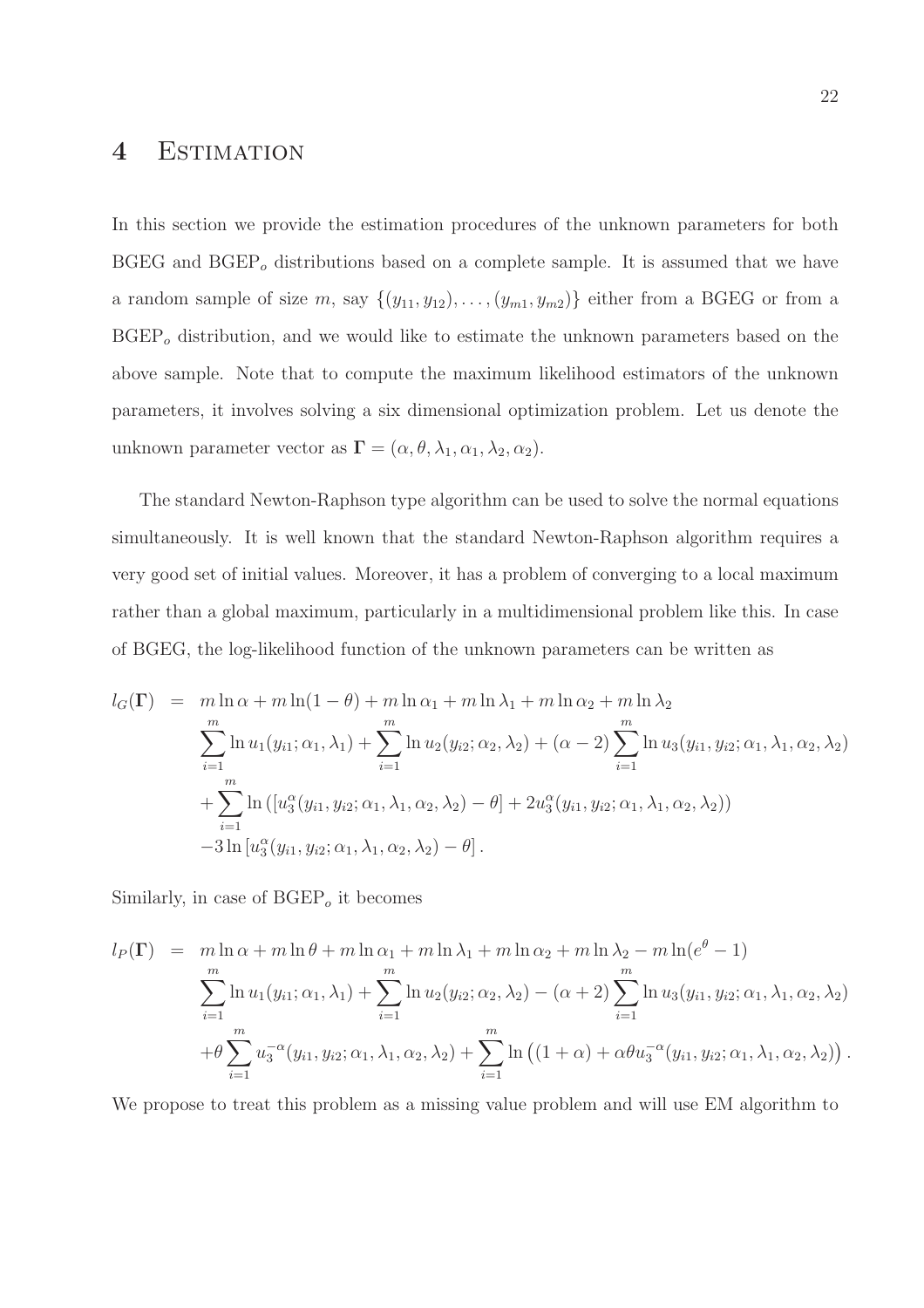# 4 Estimation

In this section we provide the estimation procedures of the unknown parameters for both BGEG and BGEP$_o$ distributions based on a complete sample. It is assumed that we have a random sample of size $m$, say $\{(y_{11}, y_{12}), \ldots, (y_{m1}, y_{m2})\}$ either from a BGEG or from a BGEP$_o$ distribution, and we would like to estimate the unknown parameters based on the above sample. Note that to compute the maximum likelihood estimators of the unknown parameters, it involves solving a six dimensional optimization problem. Let us denote the unknown parameter vector as $\mathbf{\Gamma} = (\alpha, \theta, \lambda_1, \alpha_1, \lambda_2, \alpha_2)$.

The standard Newton-Raphson type algorithm can be used to solve the normal equations simultaneously. It is well known that the standard Newton-Raphson algorithm requires a very good set of initial values. Moreover, it has a problem of converging to a local maximum rather than a global maximum, particularly in a multidimensional problem like this. In case of BGEG, the log-likelihood function of the unknown parameters can be written as

$$
\begin{aligned}
l_G(\mathbf{\Gamma}) \;=\;& m \ln \alpha + m \ln(1-\theta) + m \ln \alpha_1 + m \ln \lambda_1 + m \ln \alpha_2 + m \ln \lambda_2 \\
& \sum_{i=1}^{m} \ln u_1(y_{i1}; \alpha_1, \lambda_1) + \sum_{i=1}^{m} \ln u_2(y_{i2}; \alpha_2, \lambda_2) + (\alpha - 2) \sum_{i=1}^{m} \ln u_3(y_{i1}, y_{i2}; \alpha_1, \lambda_1, \alpha_2, \lambda_2) \\
& + \sum_{i=1}^{m} \ln \left( [u_3^{\alpha}(y_{i1}, y_{i2}; \alpha_1, \lambda_1, \alpha_2, \lambda_2) - \theta] + 2 u_3^{\alpha}(y_{i1}, y_{i2}; \alpha_1, \lambda_1, \alpha_2, \lambda_2) \right) \\
& - 3 \ln \left[ u_3^{\alpha}(y_{i1}, y_{i2}; \alpha_1, \lambda_1, \alpha_2, \lambda_2) - \theta \right].
\end{aligned}
$$

Similarly, in case of BGEP$_o$ it becomes

$$
\begin{aligned}
l_P(\mathbf{\Gamma}) \;=\;& m \ln \alpha + m \ln \theta + m \ln \alpha_1 + m \ln \lambda_1 + m \ln \alpha_2 + m \ln \lambda_2 - m \ln(e^{\theta} - 1) \\
& \sum_{i=1}^{m} \ln u_1(y_{i1}; \alpha_1, \lambda_1) + \sum_{i=1}^{m} \ln u_2(y_{i2}; \alpha_2, \lambda_2) - (\alpha + 2) \sum_{i=1}^{m} \ln u_3(y_{i1}, y_{i2}; \alpha_1, \lambda_1, \alpha_2, \lambda_2) \\
& + \theta \sum_{i=1}^{m} u_3^{-\alpha}(y_{i1}, y_{i2}; \alpha_1, \lambda_1, \alpha_2, \lambda_2) + \sum_{i=1}^{m} \ln \left( (1+\alpha) + \alpha \theta u_3^{-\alpha}(y_{i1}, y_{i2}; \alpha_1, \lambda_1, \alpha_2, \lambda_2) \right).
\end{aligned}
$$

We propose to treat this problem as a missing value problem and will use EM algorithm to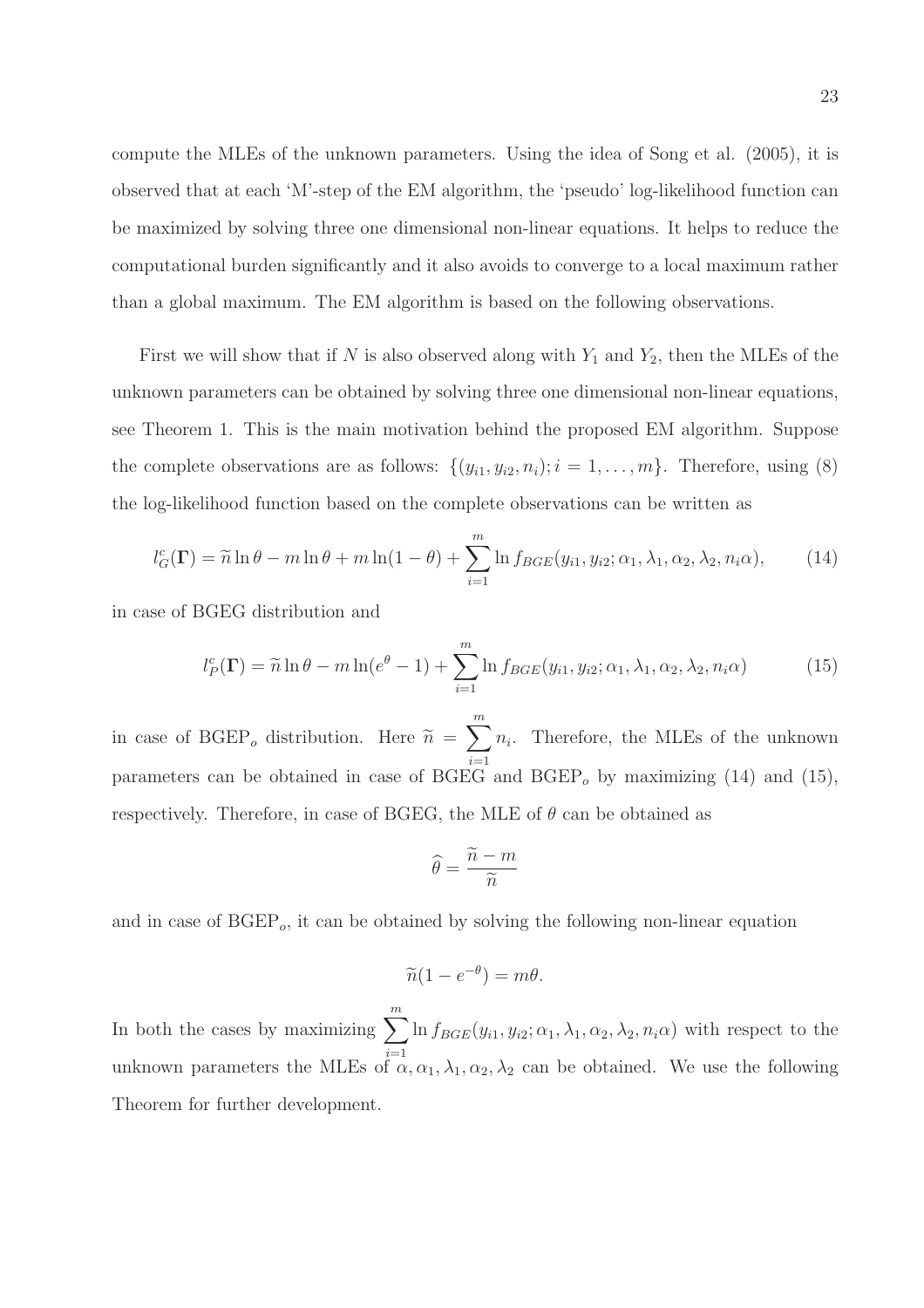compute the MLEs of the unknown parameters. Using the idea of Song et al. (2005), it is observed that at each 'M'-step of the EM algorithm, the 'pseudo' log-likelihood function can be maximized by solving three one dimensional non-linear equations. It helps to reduce the computational burden significantly and it also avoids to converge to a local maximum rather than a global maximum. The EM algorithm is based on the following observations.

First we will show that if $N$ is also observed along with $Y_1$ and $Y_2$, then the MLEs of the unknown parameters can be obtained by solving three one dimensional non-linear equations, see Theorem 1. This is the main motivation behind the proposed EM algorithm. Suppose the complete observations are as follows: $\{(y_{i1}, y_{i2}, n_i); i = 1, \ldots, m\}$. Therefore, using (8) the log-likelihood function based on the complete observations can be written as

$$l_G^c(\mathbf{\Gamma}) = \widetilde{n} \ln \theta - m \ln \theta + m \ln(1-\theta) + \sum_{i=1}^{m} \ln f_{BGE}(y_{i1}, y_{i2}; \alpha_1, \lambda_1, \alpha_2, \lambda_2, n_i \alpha), \tag{14}$$

in case of BGEG distribution and

$$l_P^c(\mathbf{\Gamma}) = \widetilde{n} \ln \theta - m \ln(e^{\theta} - 1) + \sum_{i=1}^{m} \ln f_{BGE}(y_{i1}, y_{i2}; \alpha_1, \lambda_1, \alpha_2, \lambda_2, n_i \alpha) \tag{15}$$

in case of BGEP$_o$ distribution. Here $\widetilde{n} = \sum_{i=1}^{m} n_i$. Therefore, the MLEs of the unknown parameters can be obtained in case of BGEG and BGEP$_o$ by maximizing (14) and (15), respectively. Therefore, in case of BGEG, the MLE of $\theta$ can be obtained as

$$\widehat{\theta} = \frac{\widetilde{n} - m}{\widetilde{n}}$$

and in case of BGEP$_o$, it can be obtained by solving the following non-linear equation

$$\widetilde{n}(1 - e^{-\theta}) = m\theta.$$

In both the cases by maximizing $\sum_{i=1}^{m} \ln f_{BGE}(y_{i1}, y_{i2}; \alpha_1, \lambda_1, \alpha_2, \lambda_2, n_i \alpha)$ with respect to the unknown parameters the MLEs of $\alpha, \alpha_1, \lambda_1, \alpha_2, \lambda_2$ can be obtained. We use the following Theorem for further development.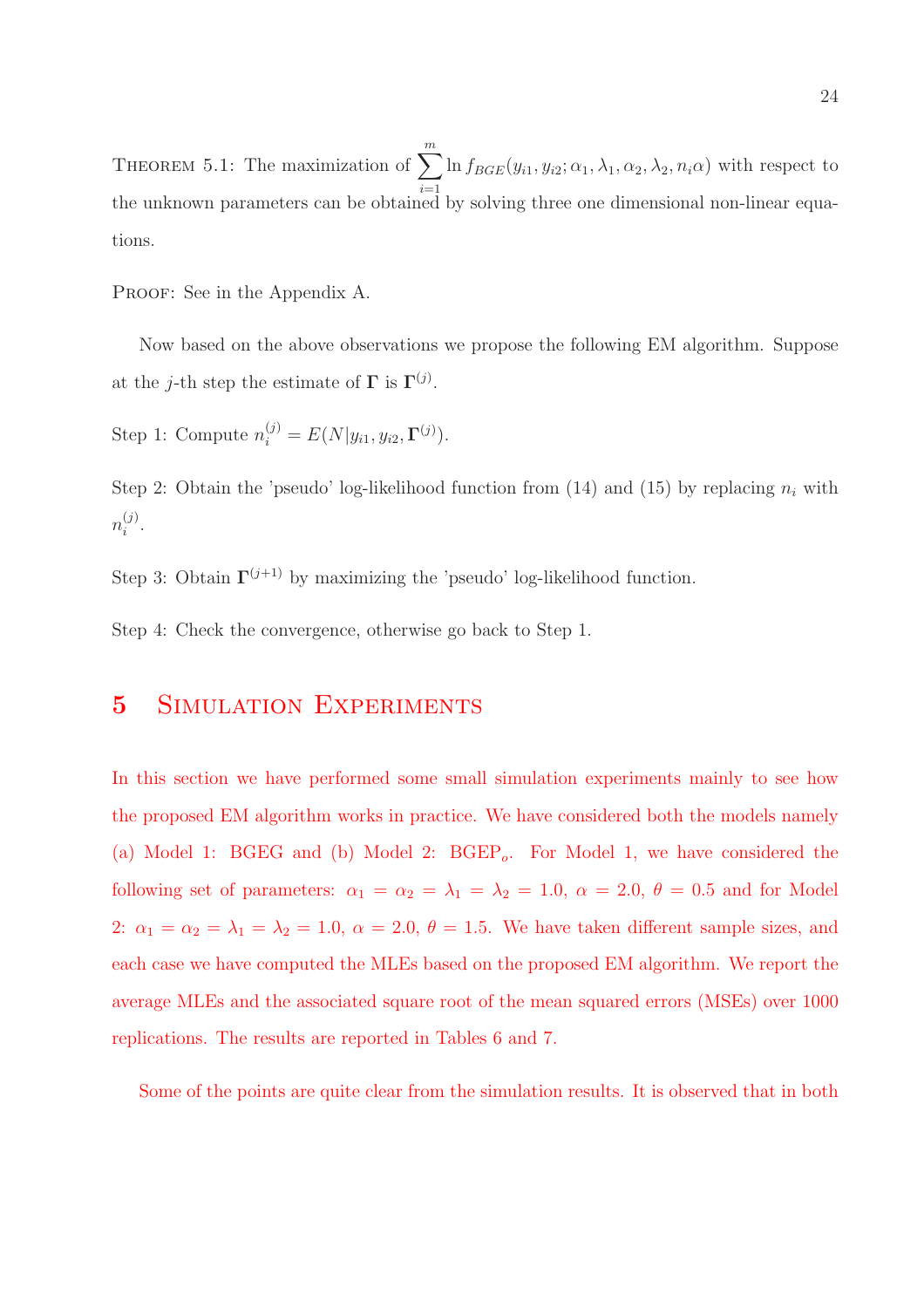THEOREM 5.1: The maximization of $\sum_{i=1}^{m} \ln f_{BGE}(y_{i1}, y_{i2}; \alpha_1, \lambda_1, \alpha_2, \lambda_2, n_i\alpha)$ with respect to the unknown parameters can be obtained by solving three one dimensional non-linear equations.

PROOF: See in the Appendix A.

Now based on the above observations we propose the following EM algorithm. Suppose at the $j$-th step the estimate of $\mathbf{\Gamma}$ is $\mathbf{\Gamma}^{(j)}$.

Step 1: Compute $n_i^{(j)} = E(N|y_{i1}, y_{i2}, \mathbf{\Gamma}^{(j)})$.

Step 2: Obtain the 'pseudo' log-likelihood function from (14) and (15) by replacing $n_i$ with $n_i^{(j)}$.

Step 3: Obtain $\mathbf{\Gamma}^{(j+1)}$ by maximizing the 'pseudo' log-likelihood function.

Step 4: Check the convergence, otherwise go back to Step 1.

# 5 Simulation Experiments

In this section we have performed some small simulation experiments mainly to see how the proposed EM algorithm works in practice. We have considered both the models namely (a) Model 1: BGEG and (b) Model 2: BGEP$_o$. For Model 1, we have considered the following set of parameters: $\alpha_1 = \alpha_2 = \lambda_1 = \lambda_2 = 1.0$, $\alpha = 2.0$, $\theta = 0.5$ and for Model 2: $\alpha_1 = \alpha_2 = \lambda_1 = \lambda_2 = 1.0$, $\alpha = 2.0$, $\theta = 1.5$. We have taken different sample sizes, and each case we have computed the MLEs based on the proposed EM algorithm. We report the average MLEs and the associated square root of the mean squared errors (MSEs) over 1000 replications. The results are reported in Tables 6 and 7.

Some of the points are quite clear from the simulation results. It is observed that in both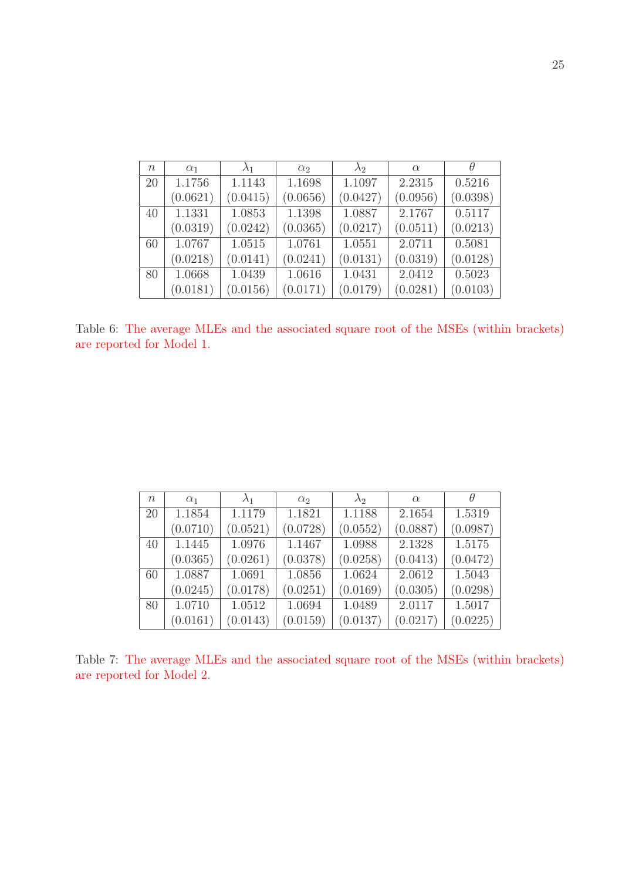| $n$ | $\alpha_1$ | $\lambda_1$ | $\alpha_2$ | $\lambda_2$ | $\alpha$ | $\theta$ |
|---|---|---|---|---|---|---|
| 20 | 1.1756 | 1.1143 | 1.1698 | 1.1097 | 2.2315 | 0.5216 |
| | (0.0621) | (0.0415) | (0.0656) | (0.0427) | (0.0956) | (0.0398) |
| 40 | 1.1331 | 1.0853 | 1.1398 | 1.0887 | 2.1767 | 0.5117 |
| | (0.0319) | (0.0242) | (0.0365) | (0.0217) | (0.0511) | (0.0213) |
| 60 | 1.0767 | 1.0515 | 1.0761 | 1.0551 | 2.0711 | 0.5081 |
| | (0.0218) | (0.0141) | (0.0241) | (0.0131) | (0.0319) | (0.0128) |
| 80 | 1.0668 | 1.0439 | 1.0616 | 1.0431 | 2.0412 | 0.5023 |
| | (0.0181) | (0.0156) | (0.0171) | (0.0179) | (0.0281) | (0.0103) |

Table 6: The average MLEs and the associated square root of the MSEs (within brackets) are reported for Model 1.

| $n$ | $\alpha_1$ | $\lambda_1$ | $\alpha_2$ | $\lambda_2$ | $\alpha$ | $\theta$ |
|---|---|---|---|---|---|---|
| 20 | 1.1854 | 1.1179 | 1.1821 | 1.1188 | 2.1654 | 1.5319 |
| | (0.0710) | (0.0521) | (0.0728) | (0.0552) | (0.0887) | (0.0987) |
| 40 | 1.1445 | 1.0976 | 1.1467 | 1.0988 | 2.1328 | 1.5175 |
| | (0.0365) | (0.0261) | (0.0378) | (0.0258) | (0.0413) | (0.0472) |
| 60 | 1.0887 | 1.0691 | 1.0856 | 1.0624 | 2.0612 | 1.5043 |
| | (0.0245) | (0.0178) | (0.0251) | (0.0169) | (0.0305) | (0.0298) |
| 80 | 1.0710 | 1.0512 | 1.0694 | 1.0489 | 2.0117 | 1.5017 |
| | (0.0161) | (0.0143) | (0.0159) | (0.0137) | (0.0217) | (0.0225) |

Table 7: The average MLEs and the associated square root of the MSEs (within brackets) are reported for Model 2.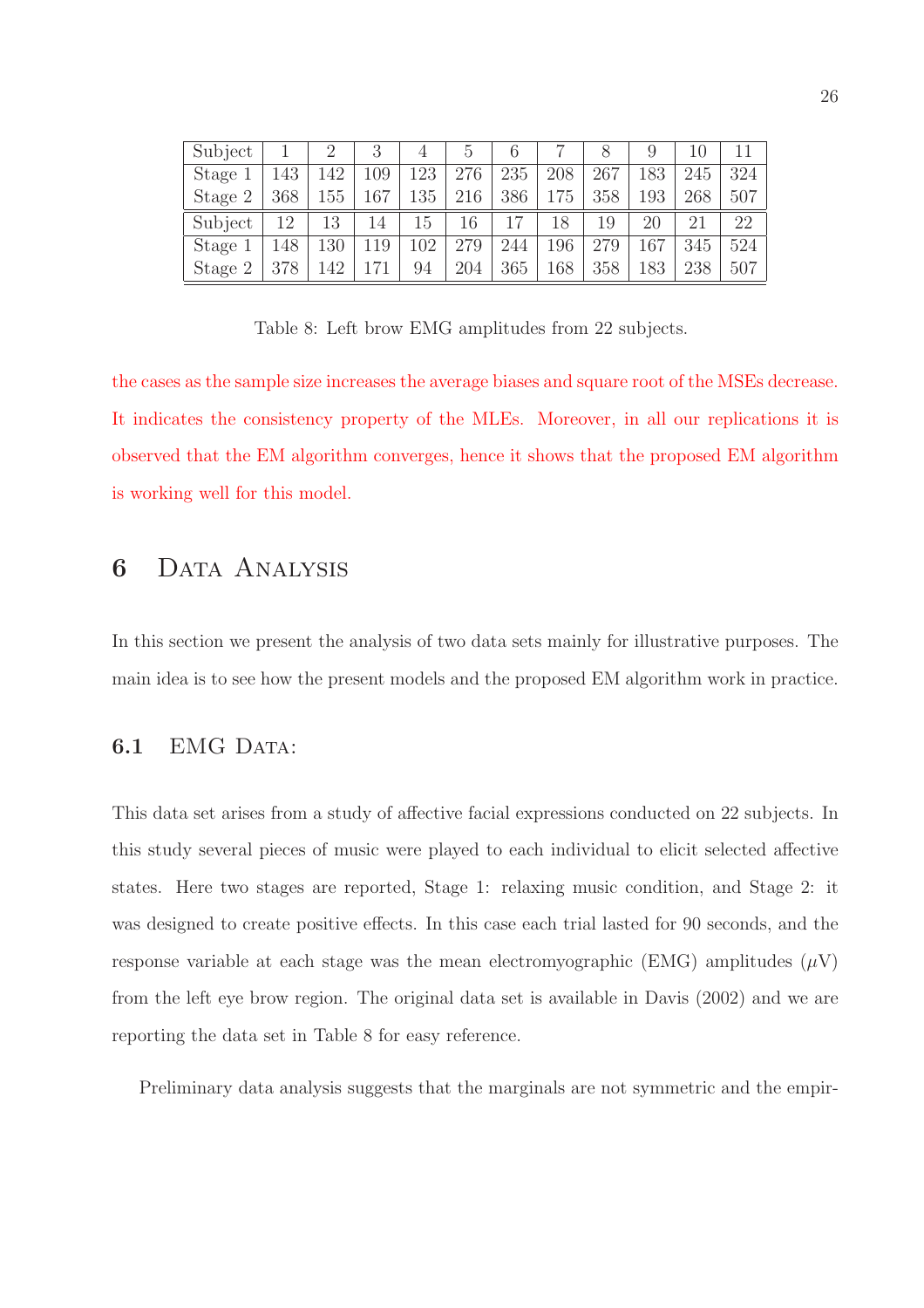| Subject | 1 | 2 | 3 | 4 | 5 | 6 | 7 | 8 | 9 | 10 | 11 |
|---|---|---|---|---|---|---|---|---|---|---|---|
| Stage 1 | 143 | 142 | 109 | 123 | 276 | 235 | 208 | 267 | 183 | 245 | 324 |
| Stage 2 | 368 | 155 | 167 | 135 | 216 | 386 | 175 | 358 | 193 | 268 | 507 |
| Subject | 12 | 13 | 14 | 15 | 16 | 17 | 18 | 19 | 20 | 21 | 22 |
| Stage 1 | 148 | 130 | 119 | 102 | 279 | 244 | 196 | 279 | 167 | 345 | 524 |
| Stage 2 | 378 | 142 | 171 | 94 | 204 | 365 | 168 | 358 | 183 | 238 | 507 |

Table 8: Left brow EMG amplitudes from 22 subjects.

the cases as the sample size increases the average biases and square root of the MSEs decrease. It indicates the consistency property of the MLEs. Moreover, in all our replications it is observed that the EM algorithm converges, hence it shows that the proposed EM algorithm is working well for this model.

# 6 Data Analysis

In this section we present the analysis of two data sets mainly for illustrative purposes. The main idea is to see how the present models and the proposed EM algorithm work in practice.

## 6.1 EMG Data:

This data set arises from a study of affective facial expressions conducted on 22 subjects. In this study several pieces of music were played to each individual to elicit selected affective states. Here two stages are reported, Stage 1: relaxing music condition, and Stage 2: it was designed to create positive effects. In this case each trial lasted for 90 seconds, and the response variable at each stage was the mean electromyographic (EMG) amplitudes ($\mu$V) from the left eye brow region. The original data set is available in Davis (2002) and we are reporting the data set in Table 8 for easy reference.

Preliminary data analysis suggests that the marginals are not symmetric and the empir-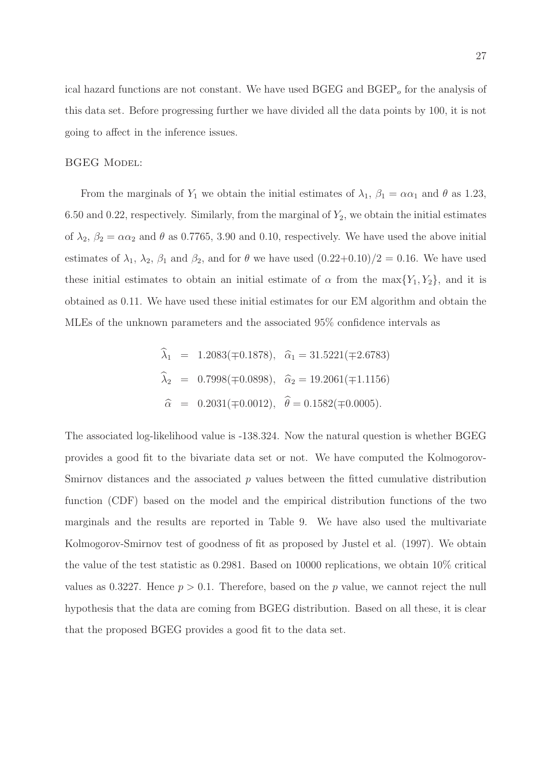ical hazard functions are not constant. We have used BGEG and BGEP$_o$ for the analysis of this data set. Before progressing further we have divided all the data points by 100, it is not going to affect in the inference issues.

BGEG Model:

From the marginals of $Y_1$ we obtain the initial estimates of $\lambda_1$, $\beta_1 = \alpha\alpha_1$ and $\theta$ as 1.23, 6.50 and 0.22, respectively. Similarly, from the marginal of $Y_2$, we obtain the initial estimates of $\lambda_2$, $\beta_2 = \alpha\alpha_2$ and $\theta$ as 0.7765, 3.90 and 0.10, respectively. We have used the above initial estimates of $\lambda_1$, $\lambda_2$, $\beta_1$ and $\beta_2$, and for $\theta$ we have used $(0.22+0.10)/2 = 0.16$. We have used these initial estimates to obtain an initial estimate of $\alpha$ from the $\max\{Y_1, Y_2\}$, and it is obtained as 0.11. We have used these initial estimates for our EM algorithm and obtain the MLEs of the unknown parameters and the associated 95% confidence intervals as

$$
\begin{aligned}
\widehat{\lambda}_1 &= 1.2083(\mp 0.1878), \quad \widehat{\alpha}_1 = 31.5221(\mp 2.6783) \\
\widehat{\lambda}_2 &= 0.7998(\mp 0.0898), \quad \widehat{\alpha}_2 = 19.2061(\mp 1.1156) \\
\widehat{\alpha} &= 0.2031(\mp 0.0012), \quad \widehat{\theta} = 0.1582(\mp 0.0005).
\end{aligned}
$$

The associated log-likelihood value is -138.324. Now the natural question is whether BGEG provides a good fit to the bivariate data set or not. We have computed the Kolmogorov-Smirnov distances and the associated $p$ values between the fitted cumulative distribution function (CDF) based on the model and the empirical distribution functions of the two marginals and the results are reported in Table 9. We have also used the multivariate Kolmogorov-Smirnov test of goodness of fit as proposed by Justel et al. (1997). We obtain the value of the test statistic as 0.2981. Based on 10000 replications, we obtain 10% critical values as 0.3227. Hence $p > 0.1$. Therefore, based on the $p$ value, we cannot reject the null hypothesis that the data are coming from BGEG distribution. Based on all these, it is clear that the proposed BGEG provides a good fit to the data set.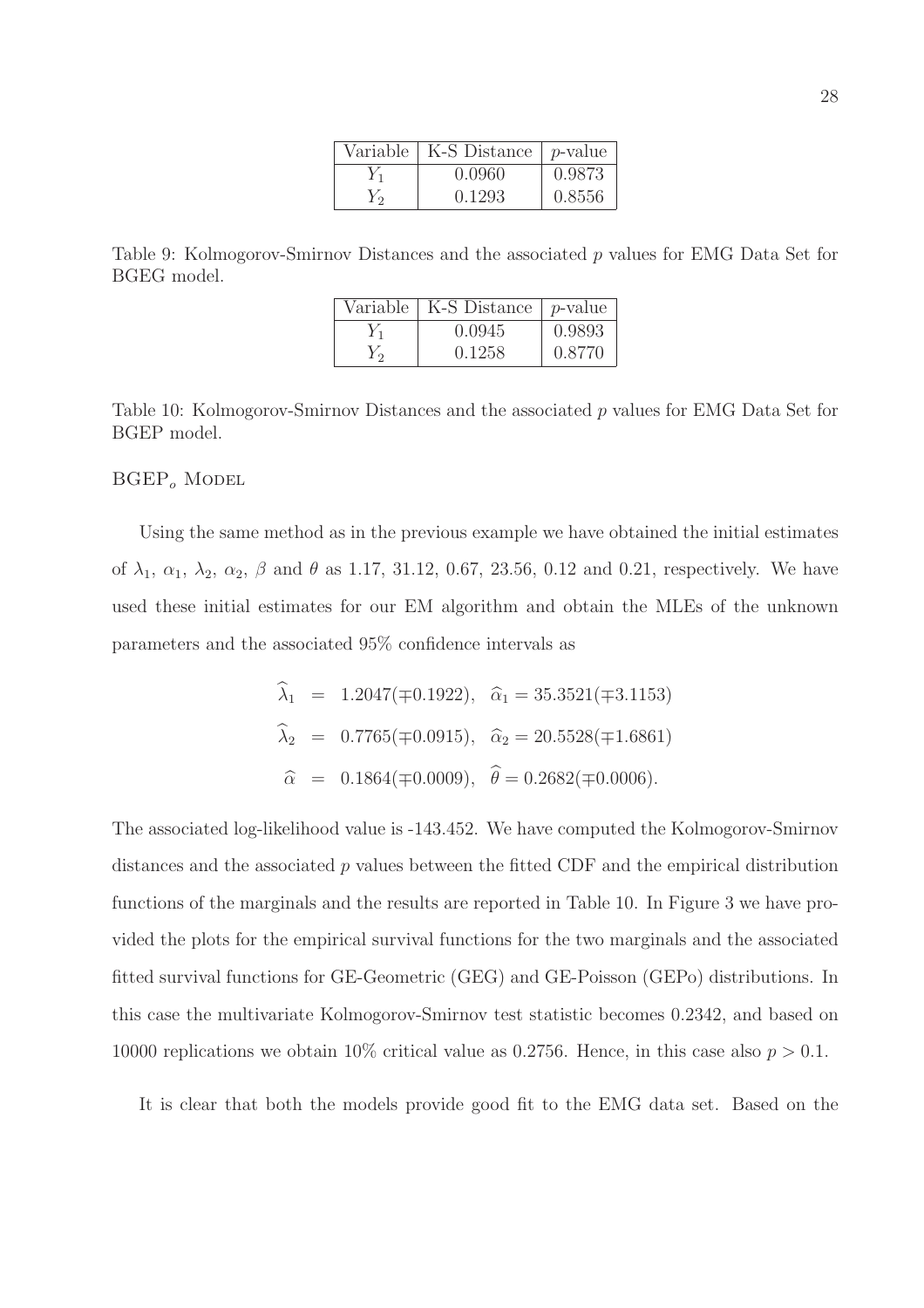| Variable | K-S Distance | $p$-value |
|---|---|---|
| $Y_1$ | 0.0960 | 0.9873 |
| $Y_2$ | 0.1293 | 0.8556 |

Table 9: Kolmogorov-Smirnov Distances and the associated $p$ values for EMG Data Set for BGEG model.

| Variable | K-S Distance | $p$-value |
|---|---|---|
| $Y_1$ | 0.0945 | 0.9893 |
| $Y_2$ | 0.1258 | 0.8770 |

Table 10: Kolmogorov-Smirnov Distances and the associated $p$ values for EMG Data Set for BGEP model.

BGEP$_o$ MODEL

Using the same method as in the previous example we have obtained the initial estimates of $\lambda_1$, $\alpha_1$, $\lambda_2$, $\alpha_2$, $\beta$ and $\theta$ as 1.17, 31.12, 0.67, 23.56, 0.12 and 0.21, respectively. We have used these initial estimates for our EM algorithm and obtain the MLEs of the unknown parameters and the associated 95% confidence intervals as

$$
\begin{aligned}
\widehat{\lambda}_1 &= 1.2047(\mp 0.1922), \quad \widehat{\alpha}_1 = 35.3521(\mp 3.1153) \\
\widehat{\lambda}_2 &= 0.7765(\mp 0.0915), \quad \widehat{\alpha}_2 = 20.5528(\mp 1.6861) \\
\widehat{\alpha} &= 0.1864(\mp 0.0009), \quad \widehat{\theta} = 0.2682(\mp 0.0006).
\end{aligned}
$$

The associated log-likelihood value is -143.452. We have computed the Kolmogorov-Smirnov distances and the associated $p$ values between the fitted CDF and the empirical distribution functions of the marginals and the results are reported in Table 10. In Figure 3 we have provided the plots for the empirical survival functions for the two marginals and the associated fitted survival functions for GE-Geometric (GEG) and GE-Poisson (GEPo) distributions. In this case the multivariate Kolmogorov-Smirnov test statistic becomes 0.2342, and based on 10000 replications we obtain 10% critical value as 0.2756. Hence, in this case also $p > 0.1$.

It is clear that both the models provide good fit to the EMG data set. Based on the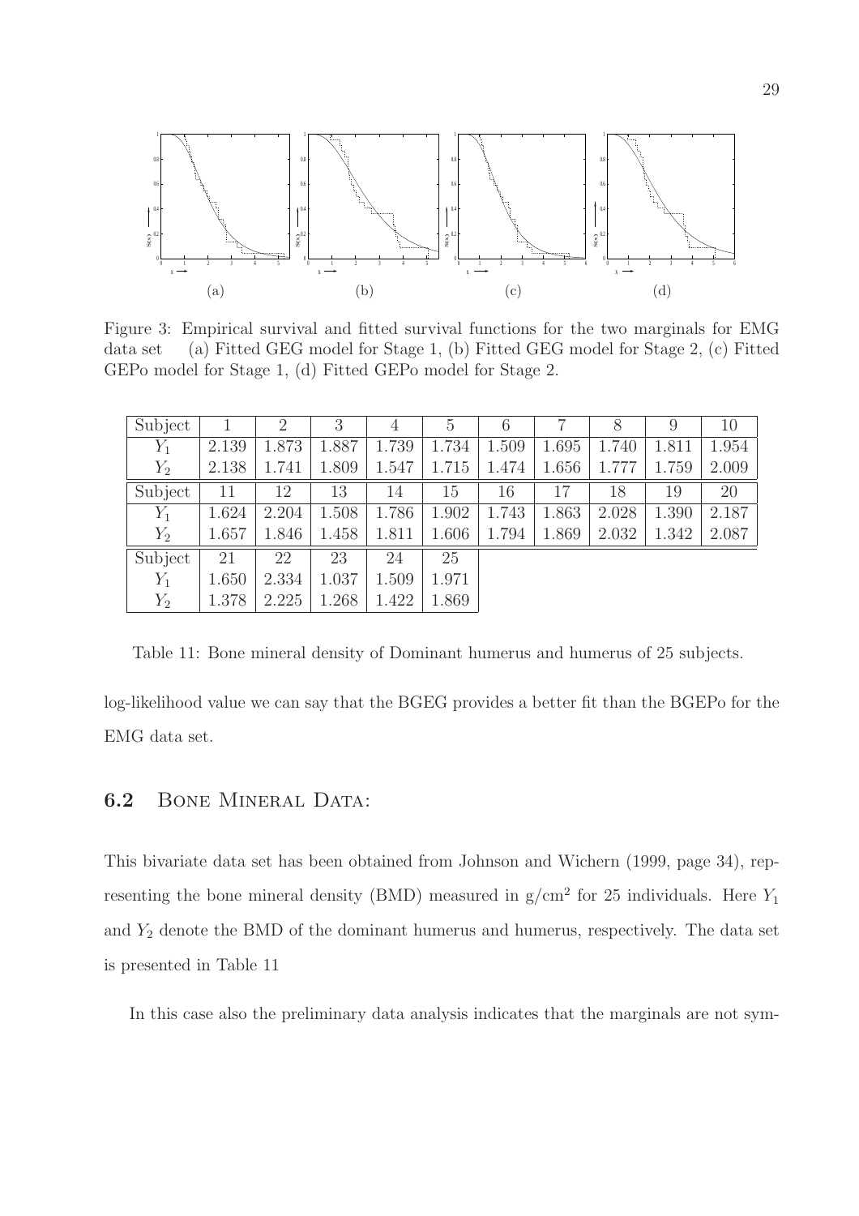Figure 3: Empirical survival and fitted survival functions for the two marginals for EMG data set (a) Fitted GEG model for Stage 1, (b) Fitted GEG model for Stage 2, (c) Fitted GEPo model for Stage 1, (d) Fitted GEPo model for Stage 2.

| Subject | 1 | 2 | 3 | 4 | 5 | 6 | 7 | 8 | 9 | 10 |
|---|---|---|---|---|---|---|---|---|---|---|
| $Y_1$ | 2.139 | 1.873 | 1.887 | 1.739 | 1.734 | 1.509 | 1.695 | 1.740 | 1.811 | 1.954 |
| $Y_2$ | 2.138 | 1.741 | 1.809 | 1.547 | 1.715 | 1.474 | 1.656 | 1.777 | 1.759 | 2.009 |
| Subject | 11 | 12 | 13 | 14 | 15 | 16 | 17 | 18 | 19 | 20 |
| $Y_1$ | 1.624 | 2.204 | 1.508 | 1.786 | 1.902 | 1.743 | 1.863 | 2.028 | 1.390 | 2.187 |
| $Y_2$ | 1.657 | 1.846 | 1.458 | 1.811 | 1.606 | 1.794 | 1.869 | 2.032 | 1.342 | 2.087 |
| Subject | 21 | 22 | 23 | 24 | 25 | | | | | |
| $Y_1$ | 1.650 | 2.334 | 1.037 | 1.509 | 1.971 | | | | | |
| $Y_2$ | 1.378 | 2.225 | 1.268 | 1.422 | 1.869 | | | | | |

Table 11: Bone mineral density of Dominant humerus and humerus of 25 subjects.

log-likelihood value we can say that the BGEG provides a better fit than the BGEPo for the EMG data set.

## 6.2 Bone Mineral Data:

This bivariate data set has been obtained from Johnson and Wichern (1999, page 34), representing the bone mineral density (BMD) measured in g/cm$^2$ for 25 individuals. Here $Y_1$ and $Y_2$ denote the BMD of the dominant humerus and humerus, respectively. The data set is presented in Table 11

In this case also the preliminary data analysis indicates that the marginals are not sym-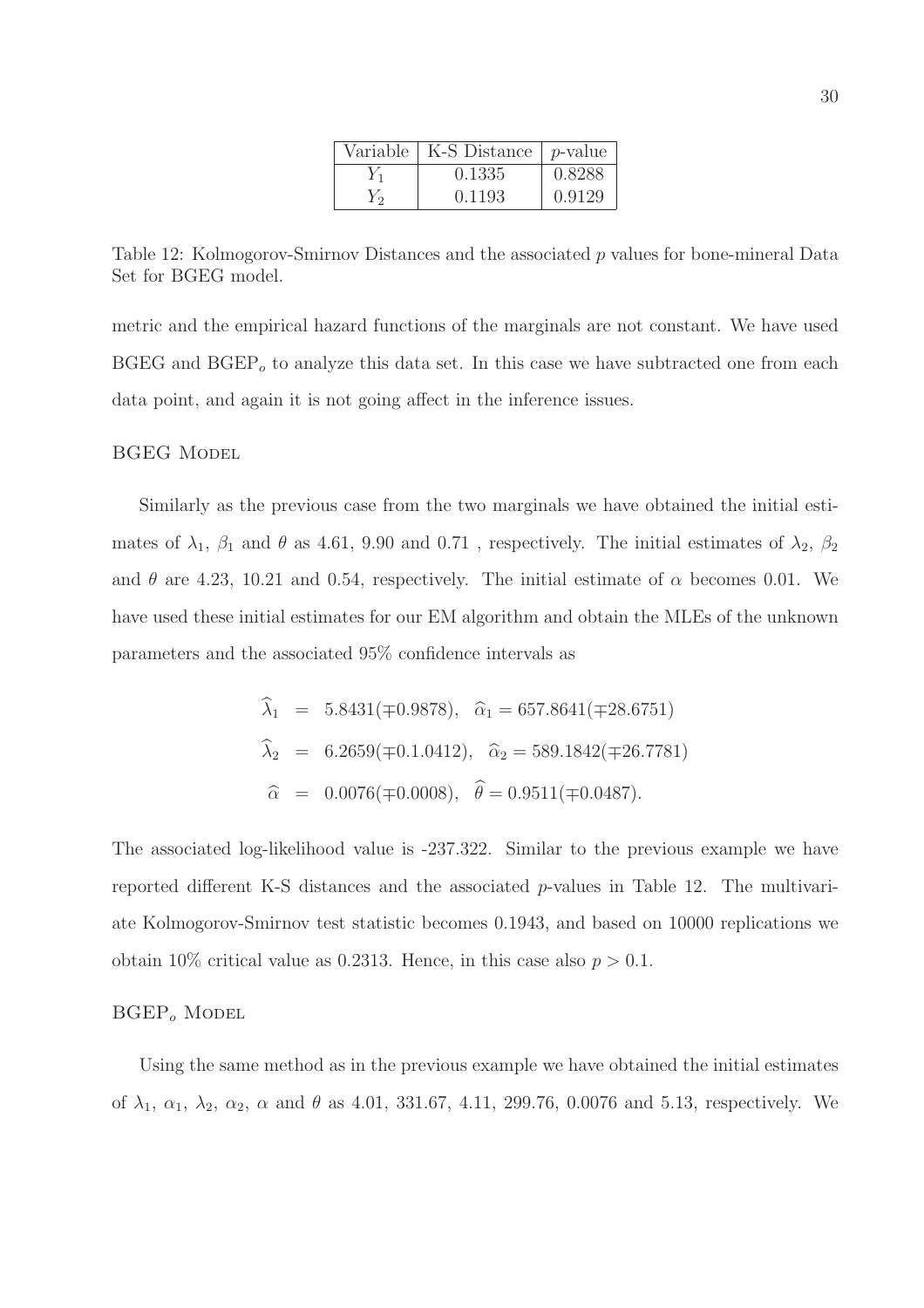| Variable | K-S Distance | $p$-value |
|---|---|---|
| $Y_1$ | 0.1335 | 0.8288 |
| $Y_2$ | 0.1193 | 0.9129 |

Table 12: Kolmogorov-Smirnov Distances and the associated $p$ values for bone-mineral Data Set for BGEG model.

metric and the empirical hazard functions of the marginals are not constant. We have used BGEG and $\text{BGEP}_o$ to analyze this data set. In this case we have subtracted one from each data point, and again it is not going affect in the inference issues.

### BGEG Model

Similarly as the previous case from the two marginals we have obtained the initial estimates of $\lambda_1$, $\beta_1$ and $\theta$ as 4.61, 9.90 and 0.71 , respectively. The initial estimates of $\lambda_2$, $\beta_2$ and $\theta$ are 4.23, 10.21 and 0.54, respectively. The initial estimate of $\alpha$ becomes 0.01. We have used these initial estimates for our EM algorithm and obtain the MLEs of the unknown parameters and the associated 95% confidence intervals as

$$
\begin{aligned}
\widehat{\lambda}_1 &= 5.8431(\mp 0.9878), \quad \widehat{\alpha}_1 = 657.8641(\mp 28.6751) \\
\widehat{\lambda}_2 &= 6.2659(\mp 0.1.0412), \quad \widehat{\alpha}_2 = 589.1842(\mp 26.7781) \\
\widehat{\alpha} &= 0.0076(\mp 0.0008), \quad \widehat{\theta} = 0.9511(\mp 0.0487).
\end{aligned}
$$

The associated log-likelihood value is -237.322. Similar to the previous example we have reported different K-S distances and the associated $p$-values in Table 12. The multivariate Kolmogorov-Smirnov test statistic becomes 0.1943, and based on 10000 replications we obtain 10% critical value as 0.2313. Hence, in this case also $p > 0.1$.

### $\text{BGEP}_o$ Model

Using the same method as in the previous example we have obtained the initial estimates of $\lambda_1$, $\alpha_1$, $\lambda_2$, $\alpha_2$, $\alpha$ and $\theta$ as 4.01, 331.67, 4.11, 299.76, 0.0076 and 5.13, respectively. We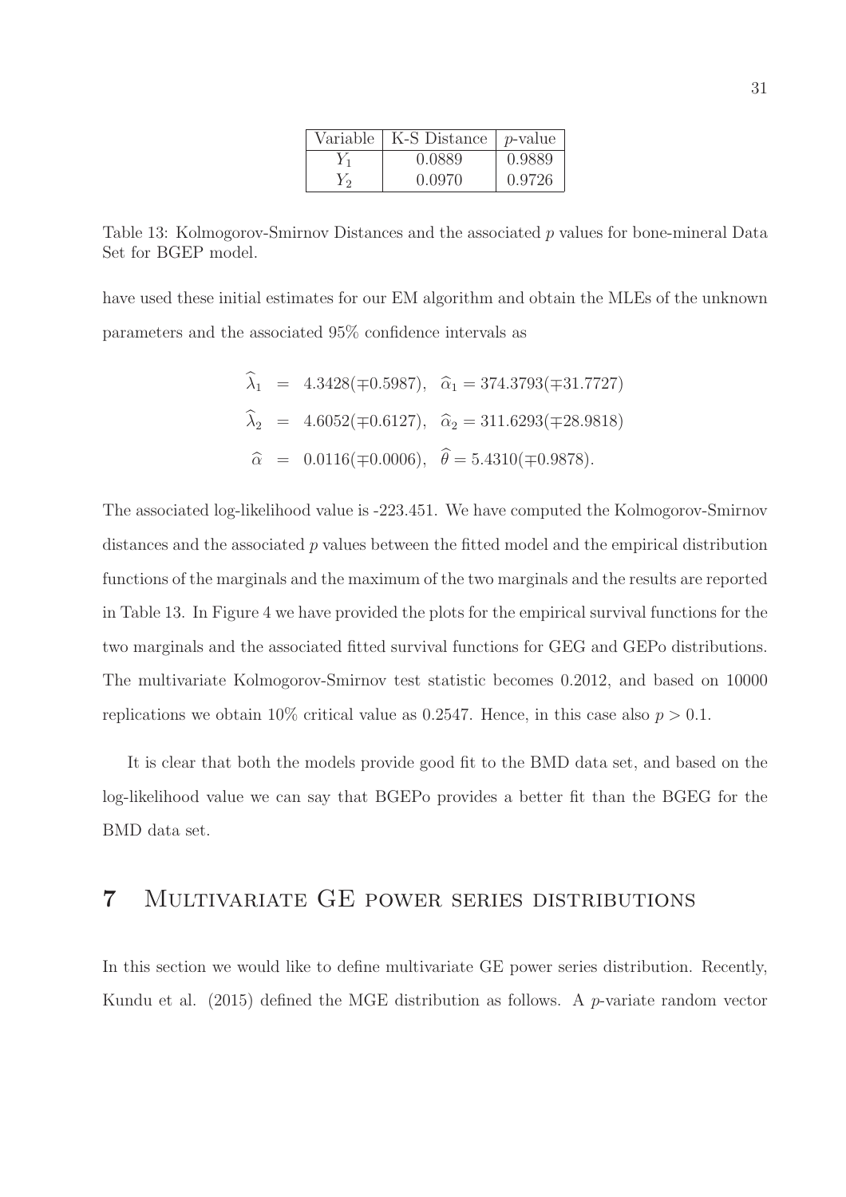| Variable | K-S Distance | $p$-value |
|---|---|---|
| $Y_1$ | 0.0889 | 0.9889 |
| $Y_2$ | 0.0970 | 0.9726 |

Table 13: Kolmogorov-Smirnov Distances and the associated $p$ values for bone-mineral Data Set for BGEP model.

have used these initial estimates for our EM algorithm and obtain the MLEs of the unknown parameters and the associated 95% confidence intervals as

$$
\begin{aligned}
\widehat{\lambda}_1 &= 4.3428(\mp 0.5987), \quad \widehat{\alpha}_1 = 374.3793(\mp 31.7727) \\
\widehat{\lambda}_2 &= 4.6052(\mp 0.6127), \quad \widehat{\alpha}_2 = 311.6293(\mp 28.9818) \\
\widehat{\alpha} &= 0.0116(\mp 0.0006), \quad \widehat{\theta} = 5.4310(\mp 0.9878).
\end{aligned}
$$

The associated log-likelihood value is -223.451. We have computed the Kolmogorov-Smirnov distances and the associated $p$ values between the fitted model and the empirical distribution functions of the marginals and the maximum of the two marginals and the results are reported in Table 13. In Figure 4 we have provided the plots for the empirical survival functions for the two marginals and the associated fitted survival functions for GEG and GEPo distributions. The multivariate Kolmogorov-Smirnov test statistic becomes 0.2012, and based on 10000 replications we obtain 10% critical value as 0.2547. Hence, in this case also $p > 0.1$.

It is clear that both the models provide good fit to the BMD data set, and based on the log-likelihood value we can say that BGEPo provides a better fit than the BGEG for the BMD data set.

# 7 Multivariate GE power series distributions

In this section we would like to define multivariate GE power series distribution. Recently, Kundu et al. (2015) defined the MGE distribution as follows. A $p$-variate random vector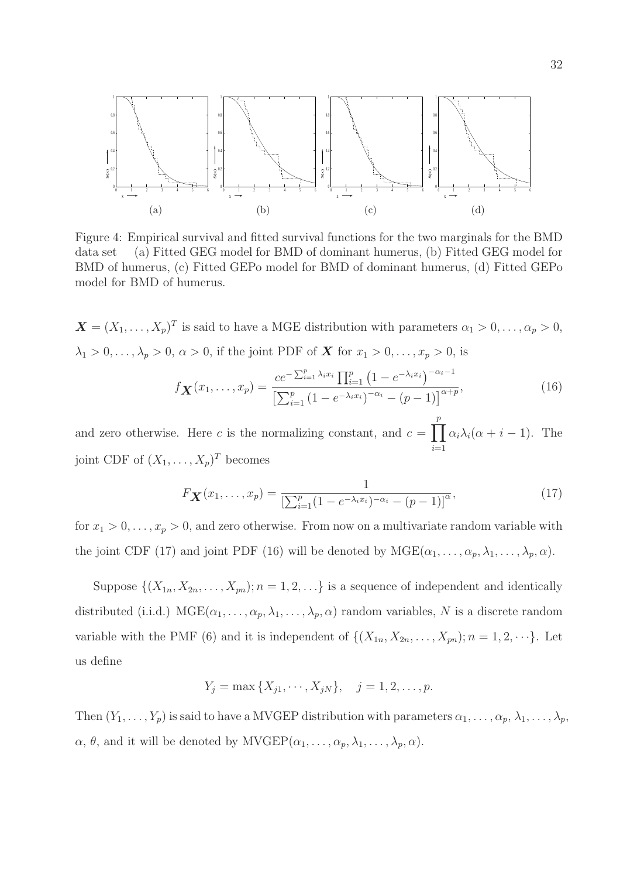Figure 4: Empirical survival and fitted survival functions for the two marginals for the BMD data set (a) Fitted GEG model for BMD of dominant humerus, (b) Fitted GEG model for BMD of humerus, (c) Fitted GEPo model for BMD of dominant humerus, (d) Fitted GEPo model for BMD of humerus.

$\boldsymbol{X} = (X_1, \ldots, X_p)^T$ is said to have a MGE distribution with parameters $\alpha_1 > 0, \ldots, \alpha_p > 0$, $\lambda_1 > 0, \ldots, \lambda_p > 0$, $\alpha > 0$, if the joint PDF of $\boldsymbol{X}$ for $x_1 > 0, \ldots, x_p > 0$, is

$$f_{\boldsymbol{X}}(x_1, \ldots, x_p) = \frac{c e^{-\sum_{i=1}^{p} \lambda_i x_i} \prod_{i=1}^{p} \left(1 - e^{-\lambda_i x_i}\right)^{-\alpha_i - 1}}{\left[\sum_{i=1}^{p} \left(1 - e^{-\lambda_i x_i}\right)^{-\alpha_i} - (p-1)\right]^{\alpha + p}}, \tag{16}$$

and zero otherwise. Here $c$ is the normalizing constant, and $c = \prod_{i=1}^{p} \alpha_i \lambda_i (\alpha + i - 1)$. The joint CDF of $(X_1, \ldots, X_p)^T$ becomes

$$F_{\boldsymbol{X}}(x_1, \ldots, x_p) = \frac{1}{\left[\sum_{i=1}^{p} (1 - e^{-\lambda_i x_i})^{-\alpha_i} - (p-1)\right]^{\alpha}}, \tag{17}$$

for $x_1 > 0, \ldots, x_p > 0$, and zero otherwise. From now on a multivariate random variable with the joint CDF (17) and joint PDF (16) will be denoted by $\text{MGE}(\alpha_1, \ldots, \alpha_p, \lambda_1, \ldots, \lambda_p, \alpha)$.

Suppose $\{(X_{1n}, X_{2n}, \ldots, X_{pn}); n = 1, 2, \ldots\}$ is a sequence of independent and identically distributed (i.i.d.) $\text{MGE}(\alpha_1, \ldots, \alpha_p, \lambda_1, \ldots, \lambda_p, \alpha)$ random variables, $N$ is a discrete random variable with the PMF (6) and it is independent of $\{(X_{1n}, X_{2n}, \ldots, X_{pn}); n = 1, 2, \cdots\}$. Let us define

$$Y_j = \max\{X_{j1}, \cdots, X_{jN}\}, \quad j = 1, 2, \ldots, p.$$

Then $(Y_1, \ldots, Y_p)$ is said to have a MVGEP distribution with parameters $\alpha_1, \ldots, \alpha_p$, $\lambda_1, \ldots, \lambda_p$, $\alpha$, $\theta$, and it will be denoted by $\text{MVGEP}(\alpha_1, \ldots, \alpha_p, \lambda_1, \ldots, \lambda_p, \alpha)$.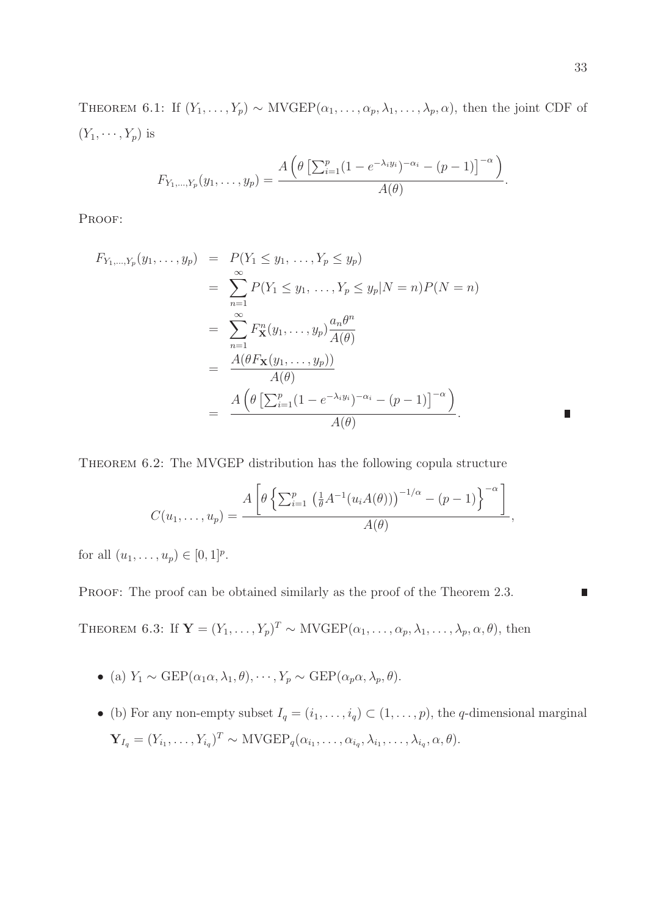THEOREM 6.1: If $(Y_1, \ldots, Y_p) \sim \text{MVGEP}(\alpha_1, \ldots, \alpha_p, \lambda_1, \ldots, \lambda_p, \alpha)$, then the joint CDF of $(Y_1, \cdots, Y_p)$ is

$$F_{Y_1,\ldots,Y_p}(y_1, \ldots, y_p) = \frac{A\left(\theta\left[\sum_{i=1}^{p}(1-e^{-\lambda_i y_i})^{-\alpha_i} - (p-1)\right]^{-\alpha}\right)}{A(\theta)}.$$

PROOF:

$$\begin{aligned}
F_{Y_1,\ldots,Y_p}(y_1, \ldots, y_p) &= P(Y_1 \leq y_1, \ldots, Y_p \leq y_p) \\
&= \sum_{n=1}^{\infty} P(Y_1 \leq y_1, \ldots, Y_p \leq y_p | N = n) P(N = n) \\
&= \sum_{n=1}^{\infty} F_{\mathbf{X}}^n(y_1, \ldots, y_p) \frac{a_n \theta^n}{A(\theta)} \\
&= \frac{A(\theta F_{\mathbf{X}}(y_1, \ldots, y_p))}{A(\theta)} \\
&= \frac{A\left(\theta\left[\sum_{i=1}^{p}(1-e^{-\lambda_i y_i})^{-\alpha_i} - (p-1)\right]^{-\alpha}\right)}{A(\theta)}.
\end{aligned}$$

∎

THEOREM 6.2: The MVGEP distribution has the following copula structure

$$C(u_1, \ldots, u_p) = \frac{A\left[\theta\left\{\sum_{i=1}^{p}\left(\frac{1}{\theta}A^{-1}(u_i A(\theta))\right)^{-1/\alpha} - (p-1)\right\}^{-\alpha}\right]}{A(\theta)},$$

for all $(u_1, \ldots, u_p) \in [0, 1]^p$.

PROOF: The proof can be obtained similarly as the proof of the Theorem 2.3. ∎

THEOREM 6.3: If $\mathbf{Y} = (Y_1, \ldots, Y_p)^T \sim \text{MVGEP}(\alpha_1, \ldots, \alpha_p, \lambda_1, \ldots, \lambda_p, \alpha, \theta)$, then

- (a) $Y_1 \sim \text{GEP}(\alpha_1\alpha, \lambda_1, \theta), \cdots, Y_p \sim \text{GEP}(\alpha_p\alpha, \lambda_p, \theta)$.
- (b) For any non-empty subset $I_q = (i_1, \ldots, i_q) \subset (1, \ldots, p)$, the $q$-dimensional marginal $\mathbf{Y}_{I_q} = (Y_{i_1}, \ldots, Y_{i_q})^T \sim \text{MVGEP}_q(\alpha_{i_1}, \ldots, \alpha_{i_q}, \lambda_{i_1}, \ldots, \lambda_{i_q}, \alpha, \theta)$.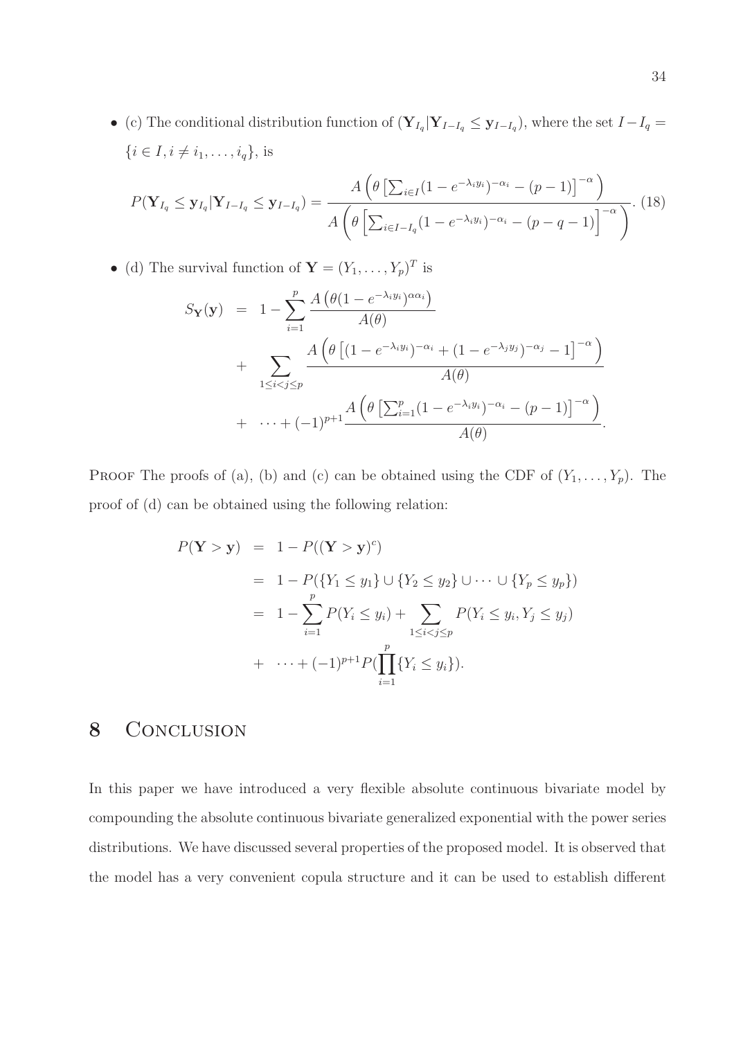- (c) The conditional distribution function of $(\mathbf{Y}_{I_q}|\mathbf{Y}_{I-I_q} \leq \mathbf{y}_{I-I_q})$, where the set $I - I_q = \{i \in I, i \neq i_1, \ldots, i_q\}$, is

$$P(\mathbf{Y}_{I_q} \leq \mathbf{y}_{I_q}|\mathbf{Y}_{I-I_q} \leq \mathbf{y}_{I-I_q}) = \frac{A\left(\theta\left[\sum_{i\in I}(1-e^{-\lambda_i y_i})^{-\alpha_i} - (p-1)\right]^{-\alpha}\right)}{A\left(\theta\left[\sum_{i\in I-I_q}(1-e^{-\lambda_i y_i})^{-\alpha_i} - (p-q-1)\right]^{-\alpha}\right)}. \quad (18)$$

- (d) The survival function of $\mathbf{Y} = (Y_1, \ldots, Y_p)^T$ is

$$\begin{aligned} S_{\mathbf{Y}}(\mathbf{y}) &= 1 - \sum_{i=1}^{p} \frac{A\left(\theta(1-e^{-\lambda_i y_i})^{\alpha\alpha_i}\right)}{A(\theta)} \\ &+ \sum_{1\leq i<j\leq p} \frac{A\left(\theta\left[(1-e^{-\lambda_i y_i})^{-\alpha_i} + (1-e^{-\lambda_j y_j})^{-\alpha_j} - 1\right]^{-\alpha}\right)}{A(\theta)} \\ &+ \cdots + (-1)^{p+1}\frac{A\left(\theta\left[\sum_{i=1}^{p}(1-e^{-\lambda_i y_i})^{-\alpha_i} - (p-1)\right]^{-\alpha}\right)}{A(\theta)}. \end{aligned}$$

Proof The proofs of (a), (b) and (c) can be obtained using the CDF of $(Y_1, \ldots, Y_p)$. The proof of (d) can be obtained using the following relation:

$$\begin{aligned} P(\mathbf{Y} > \mathbf{y}) &= 1 - P((\mathbf{Y} > \mathbf{y})^c) \\ &= 1 - P(\{Y_1 \leq y_1\} \cup \{Y_2 \leq y_2\} \cup \cdots \cup \{Y_p \leq y_p\}) \\ &= 1 - \sum_{i=1}^{p} P(Y_i \leq y_i) + \sum_{1\leq i<j\leq p} P(Y_i \leq y_i, Y_j \leq y_j) \\ &+ \cdots + (-1)^{p+1} P(\prod_{i=1}^{p}\{Y_i \leq y_i\}). \end{aligned}$$

# 8 Conclusion

In this paper we have introduced a very flexible absolute continuous bivariate model by compounding the absolute continuous bivariate generalized exponential with the power series distributions. We have discussed several properties of the proposed model. It is observed that the model has a very convenient copula structure and it can be used to establish different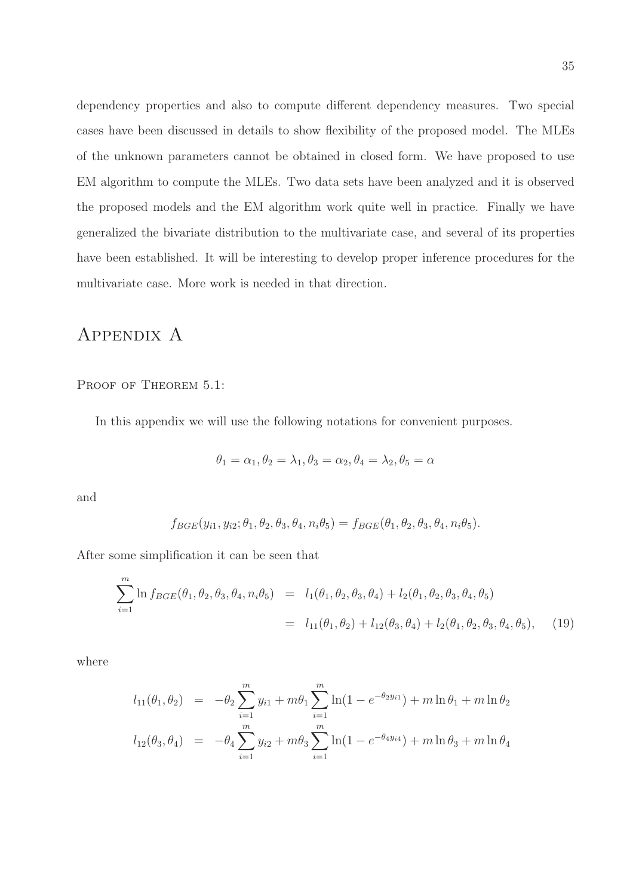dependency properties and also to compute different dependency measures. Two special cases have been discussed in details to show flexibility of the proposed model. The MLEs of the unknown parameters cannot be obtained in closed form. We have proposed to use EM algorithm to compute the MLEs. Two data sets have been analyzed and it is observed the proposed models and the EM algorithm work quite well in practice. Finally we have generalized the bivariate distribution to the multivariate case, and several of its properties have been established. It will be interesting to develop proper inference procedures for the multivariate case. More work is needed in that direction.

# Appendix A

Proof of Theorem 5.1:

In this appendix we will use the following notations for convenient purposes.

$$\theta_1 = \alpha_1, \theta_2 = \lambda_1, \theta_3 = \alpha_2, \theta_4 = \lambda_2, \theta_5 = \alpha$$

and

$$f_{BGE}(y_{i1}, y_{i2}; \theta_1, \theta_2, \theta_3, \theta_4, n_i\theta_5) = f_{BGE}(\theta_1, \theta_2, \theta_3, \theta_4, n_i\theta_5).$$

After some simplification it can be seen that

$$\begin{aligned} \sum_{i=1}^{m} \ln f_{BGE}(\theta_1, \theta_2, \theta_3, \theta_4, n_i\theta_5) &= l_1(\theta_1, \theta_2, \theta_3, \theta_4) + l_2(\theta_1, \theta_2, \theta_3, \theta_4, \theta_5) \\ &= l_{11}(\theta_1, \theta_2) + l_{12}(\theta_3, \theta_4) + l_2(\theta_1, \theta_2, \theta_3, \theta_4, \theta_5), \quad (19) \end{aligned}$$

where

$$\begin{aligned} l_{11}(\theta_1, \theta_2) &= -\theta_2 \sum_{i=1}^{m} y_{i1} + m\theta_1 \sum_{i=1}^{m} \ln(1 - e^{-\theta_2 y_{i1}}) + m \ln \theta_1 + m \ln \theta_2 \\ l_{12}(\theta_3, \theta_4) &= -\theta_4 \sum_{i=1}^{m} y_{i2} + m\theta_3 \sum_{i=1}^{m} \ln(1 - e^{-\theta_4 y_{i4}}) + m \ln \theta_3 + m \ln \theta_4 \end{aligned}$$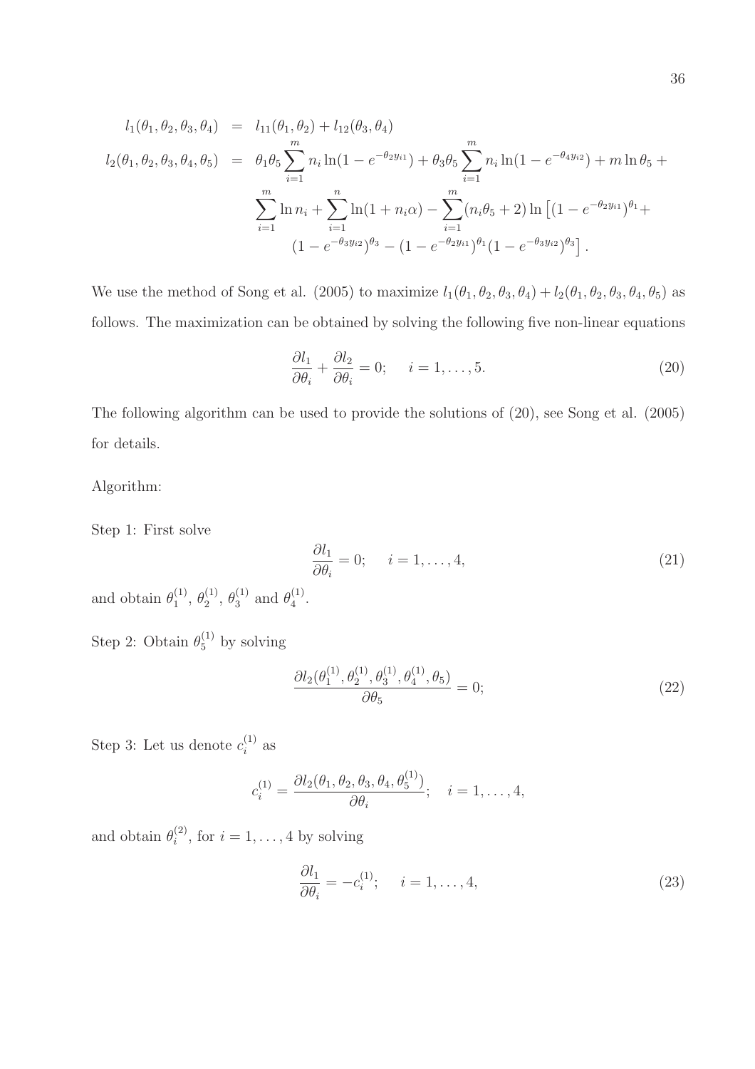$$
\begin{aligned}
l_1(\theta_1,\theta_2,\theta_3,\theta_4) &= l_{11}(\theta_1,\theta_2)+l_{12}(\theta_3,\theta_4)\\
l_2(\theta_1,\theta_2,\theta_3,\theta_4,\theta_5) &= \theta_1\theta_5\sum_{i=1}^{m} n_i\ln(1-e^{-\theta_2 y_{i1}})+\theta_3\theta_5\sum_{i=1}^{m} n_i\ln(1-e^{-\theta_4 y_{i2}})+m\ln\theta_5+\\
&\quad \sum_{i=1}^{m}\ln n_i+\sum_{i=1}^{n}\ln(1+n_i\alpha)-\sum_{i=1}^{m}(n_i\theta_5+2)\ln\left[(1-e^{-\theta_2 y_{i1}})^{\theta_1}+\right.\\
&\quad \left.(1-e^{-\theta_3 y_{i2}})^{\theta_3}-(1-e^{-\theta_2 y_{i1}})^{\theta_1}(1-e^{-\theta_3 y_{i2}})^{\theta_3}\right].
\end{aligned}
$$

We use the method of Song et al. (2005) to maximize $l_1(\theta_1,\theta_2,\theta_3,\theta_4)+l_2(\theta_1,\theta_2,\theta_3,\theta_4,\theta_5)$ as follows. The maximization can be obtained by solving the following five non-linear equations

$$
\frac{\partial l_1}{\partial\theta_i}+\frac{\partial l_2}{\partial\theta_i}=0; \quad i=1,\ldots,5. \tag{20}
$$

The following algorithm can be used to provide the solutions of (20), see Song et al. (2005) for details.

Algorithm:

Step 1: First solve

$$
\frac{\partial l_1}{\partial\theta_i}=0; \quad i=1,\ldots,4, \tag{21}
$$

and obtain $\theta_1^{(1)}$, $\theta_2^{(1)}$, $\theta_3^{(1)}$ and $\theta_4^{(1)}$.

Step 2: Obtain $\theta_5^{(1)}$ by solving

$$
\frac{\partial l_2(\theta_1^{(1)},\theta_2^{(1)},\theta_3^{(1)},\theta_4^{(1)},\theta_5)}{\partial\theta_5}=0; \tag{22}
$$

Step 3: Let us denote $c_i^{(1)}$ as

$$
c_i^{(1)}=\frac{\partial l_2(\theta_1,\theta_2,\theta_3,\theta_4,\theta_5^{(1)})}{\partial\theta_i}; \quad i=1,\ldots,4,
$$

and obtain $\theta_i^{(2)}$, for $i=1,\ldots,4$ by solving

$$
\frac{\partial l_1}{\partial\theta_i}=-c_i^{(1)}; \quad i=1,\ldots,4, \tag{23}
$$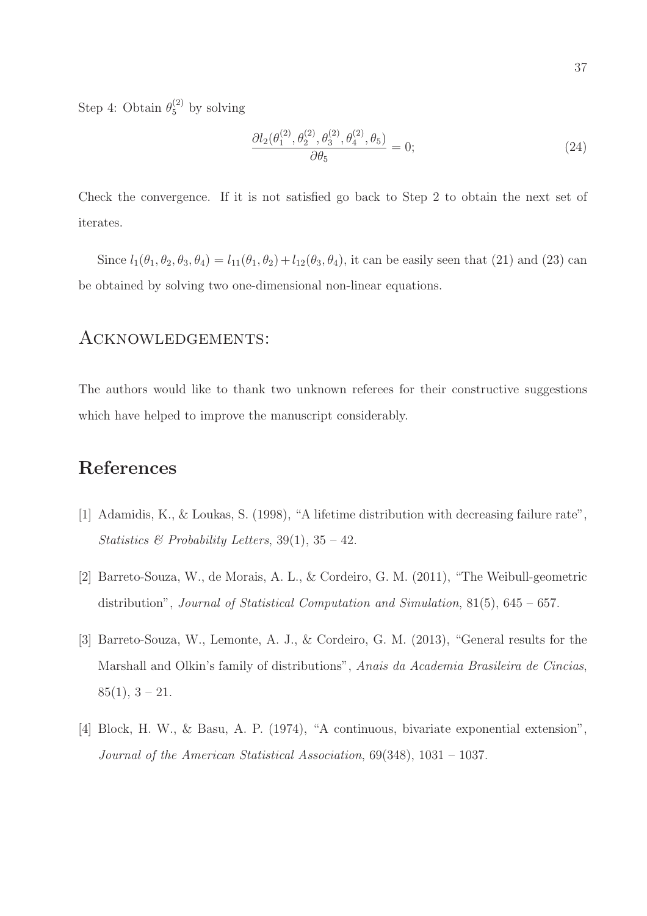Step 4: Obtain $\theta_5^{(2)}$ by solving

$$\frac{\partial l_2(\theta_1^{(2)}, \theta_2^{(2)}, \theta_3^{(2)}, \theta_4^{(2)}, \theta_5)}{\partial \theta_5} = 0; \tag{24}$$

Check the convergence. If it is not satisfied go back to Step 2 to obtain the next set of iterates.

Since $l_1(\theta_1, \theta_2, \theta_3, \theta_4) = l_{11}(\theta_1, \theta_2) + l_{12}(\theta_3, \theta_4)$, it can be easily seen that (21) and (23) can be obtained by solving two one-dimensional non-linear equations.

## Acknowledgements:

The authors would like to thank two unknown referees for their constructive suggestions which have helped to improve the manuscript considerably.

# References

[1] Adamidis, K., & Loukas, S. (1998), "A lifetime distribution with decreasing failure rate", *Statistics & Probability Letters*, 39(1), 35 – 42.

[2] Barreto-Souza, W., de Morais, A. L., & Cordeiro, G. M. (2011), "The Weibull-geometric distribution", *Journal of Statistical Computation and Simulation*, 81(5), 645 – 657.

[3] Barreto-Souza, W., Lemonte, A. J., & Cordeiro, G. M. (2013), "General results for the Marshall and Olkin's family of distributions", *Anais da Academia Brasileira de Cincias*, 85(1), 3 – 21.

[4] Block, H. W., & Basu, A. P. (1974), "A continuous, bivariate exponential extension", *Journal of the American Statistical Association*, 69(348), 1031 – 1037.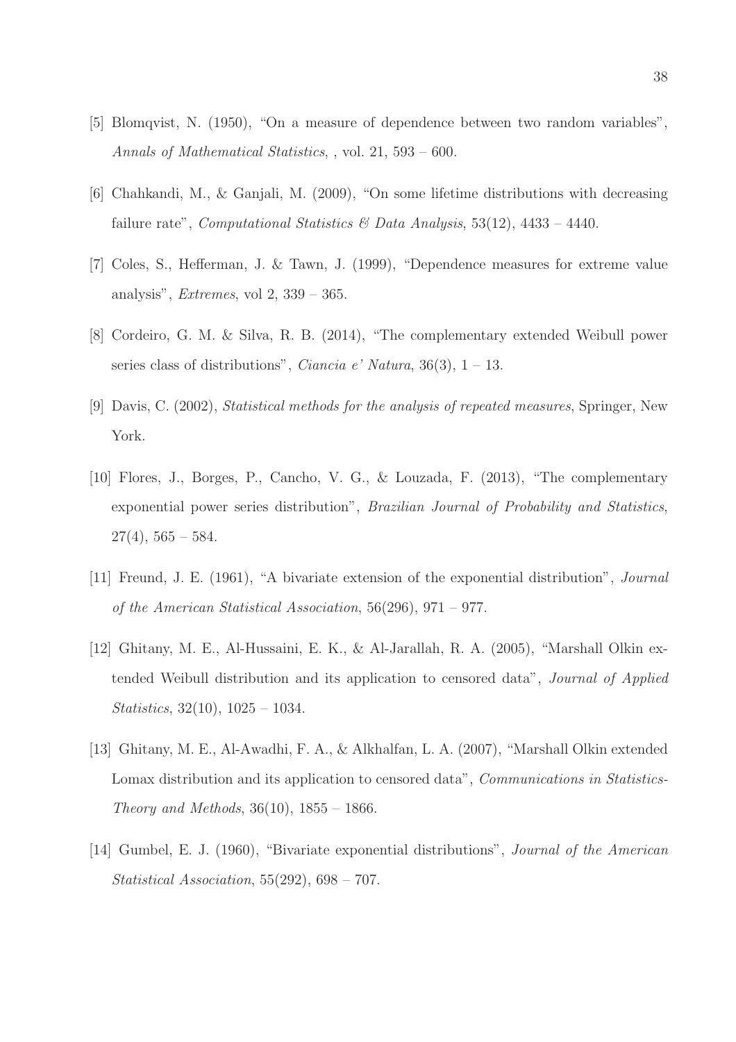[5] Blomqvist, N. (1950), "On a measure of dependence between two random variables", *Annals of Mathematical Statistics*, , vol. 21, 593 – 600.

[6] Chahkandi, M., & Ganjali, M. (2009), "On some lifetime distributions with decreasing failure rate", *Computational Statistics & Data Analysis*, 53(12), 4433 – 4440.

[7] Coles, S., Hefferman, J. & Tawn, J. (1999), "Dependence measures for extreme value analysis", *Extremes*, vol 2, 339 – 365.

[8] Cordeiro, G. M. & Silva, R. B. (2014), "The complementary extended Weibull power series class of distributions", *Ciancia e' Natura*, 36(3), 1 – 13.

[9] Davis, C. (2002), *Statistical methods for the analysis of repeated measures*, Springer, New York.

[10] Flores, J., Borges, P., Cancho, V. G., & Louzada, F. (2013), "The complementary exponential power series distribution", *Brazilian Journal of Probability and Statistics*, 27(4), 565 – 584.

[11] Freund, J. E. (1961), "A bivariate extension of the exponential distribution", *Journal of the American Statistical Association*, 56(296), 971 – 977.

[12] Ghitany, M. E., Al-Hussaini, E. K., & Al-Jarallah, R. A. (2005), "Marshall Olkin extended Weibull distribution and its application to censored data", *Journal of Applied Statistics*, 32(10), 1025 – 1034.

[13] Ghitany, M. E., Al-Awadhi, F. A., & Alkhalfan, L. A. (2007), "Marshall Olkin extended Lomax distribution and its application to censored data", *Communications in Statistics-Theory and Methods*, 36(10), 1855 – 1866.

[14] Gumbel, E. J. (1960), "Bivariate exponential distributions", *Journal of the American Statistical Association*, 55(292), 698 – 707.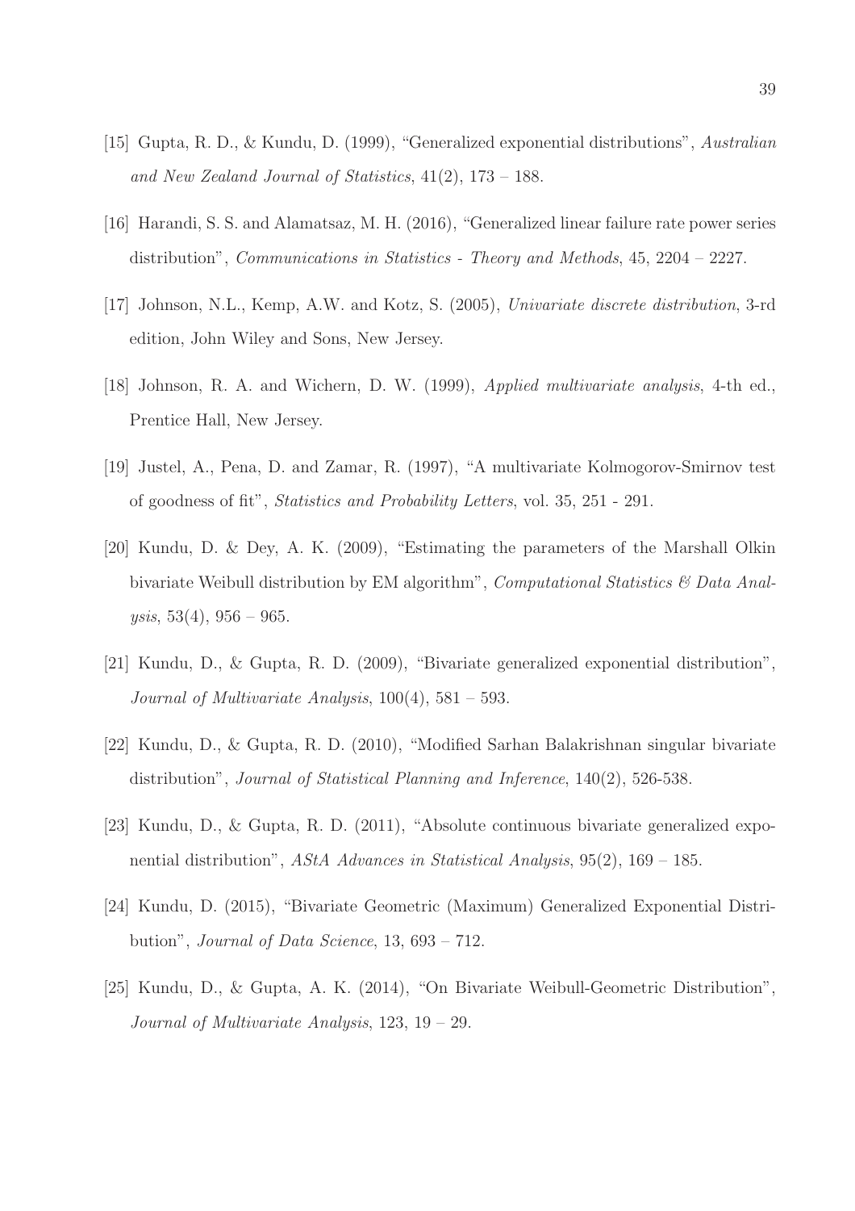[15] Gupta, R. D., & Kundu, D. (1999), "Generalized exponential distributions", *Australian and New Zealand Journal of Statistics*, 41(2), 173 – 188.

[16] Harandi, S. S. and Alamatsaz, M. H. (2016), "Generalized linear failure rate power series distribution", *Communications in Statistics - Theory and Methods*, 45, 2204 – 2227.

[17] Johnson, N.L., Kemp, A.W. and Kotz, S. (2005), *Univariate discrete distribution*, 3-rd edition, John Wiley and Sons, New Jersey.

[18] Johnson, R. A. and Wichern, D. W. (1999), *Applied multivariate analysis*, 4-th ed., Prentice Hall, New Jersey.

[19] Justel, A., Pena, D. and Zamar, R. (1997), "A multivariate Kolmogorov-Smirnov test of goodness of fit", *Statistics and Probability Letters*, vol. 35, 251 - 291.

[20] Kundu, D. & Dey, A. K. (2009), "Estimating the parameters of the Marshall Olkin bivariate Weibull distribution by EM algorithm", *Computational Statistics & Data Analysis*, 53(4), 956 – 965.

[21] Kundu, D., & Gupta, R. D. (2009), "Bivariate generalized exponential distribution", *Journal of Multivariate Analysis*, 100(4), 581 – 593.

[22] Kundu, D., & Gupta, R. D. (2010), "Modified Sarhan Balakrishnan singular bivariate distribution", *Journal of Statistical Planning and Inference*, 140(2), 526-538.

[23] Kundu, D., & Gupta, R. D. (2011), "Absolute continuous bivariate generalized exponential distribution", *AStA Advances in Statistical Analysis*, 95(2), 169 – 185.

[24] Kundu, D. (2015), "Bivariate Geometric (Maximum) Generalized Exponential Distribution", *Journal of Data Science*, 13, 693 – 712.

[25] Kundu, D., & Gupta, A. K. (2014), "On Bivariate Weibull-Geometric Distribution", *Journal of Multivariate Analysis*, 123, 19 – 29.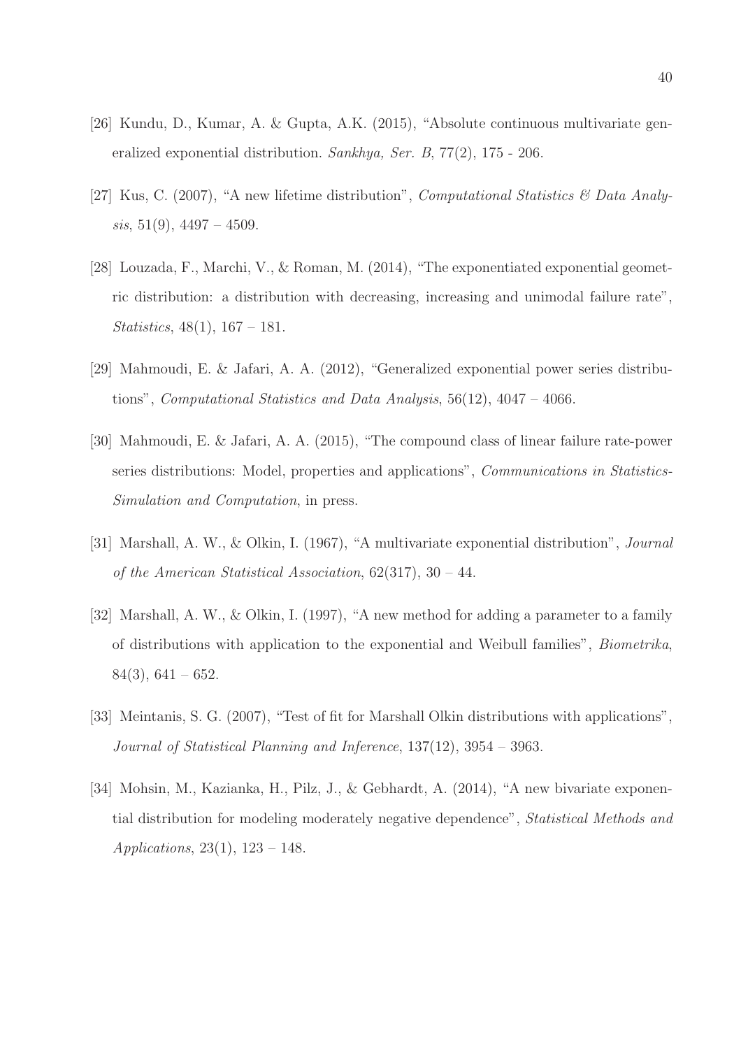[26] Kundu, D., Kumar, A. & Gupta, A.K. (2015), "Absolute continuous multivariate generalized exponential distribution. *Sankhya, Ser. B*, 77(2), 175 - 206.

[27] Kus, C. (2007), "A new lifetime distribution", *Computational Statistics & Data Analysis*, 51(9), 4497 – 4509.

[28] Louzada, F., Marchi, V., & Roman, M. (2014), "The exponentiated exponential geometric distribution: a distribution with decreasing, increasing and unimodal failure rate", *Statistics*, 48(1), 167 – 181.

[29] Mahmoudi, E. & Jafari, A. A. (2012), "Generalized exponential power series distributions", *Computational Statistics and Data Analysis*, 56(12), 4047 – 4066.

[30] Mahmoudi, E. & Jafari, A. A. (2015), "The compound class of linear failure rate-power series distributions: Model, properties and applications", *Communications in Statistics-Simulation and Computation*, in press.

[31] Marshall, A. W., & Olkin, I. (1967), "A multivariate exponential distribution", *Journal of the American Statistical Association*, 62(317), 30 – 44.

[32] Marshall, A. W., & Olkin, I. (1997), "A new method for adding a parameter to a family of distributions with application to the exponential and Weibull families", *Biometrika*, 84(3), 641 – 652.

[33] Meintanis, S. G. (2007), "Test of fit for Marshall Olkin distributions with applications", *Journal of Statistical Planning and Inference*, 137(12), 3954 – 3963.

[34] Mohsin, M., Kazianka, H., Pilz, J., & Gebhardt, A. (2014), "A new bivariate exponential distribution for modeling moderately negative dependence", *Statistical Methods and Applications*, 23(1), 123 – 148.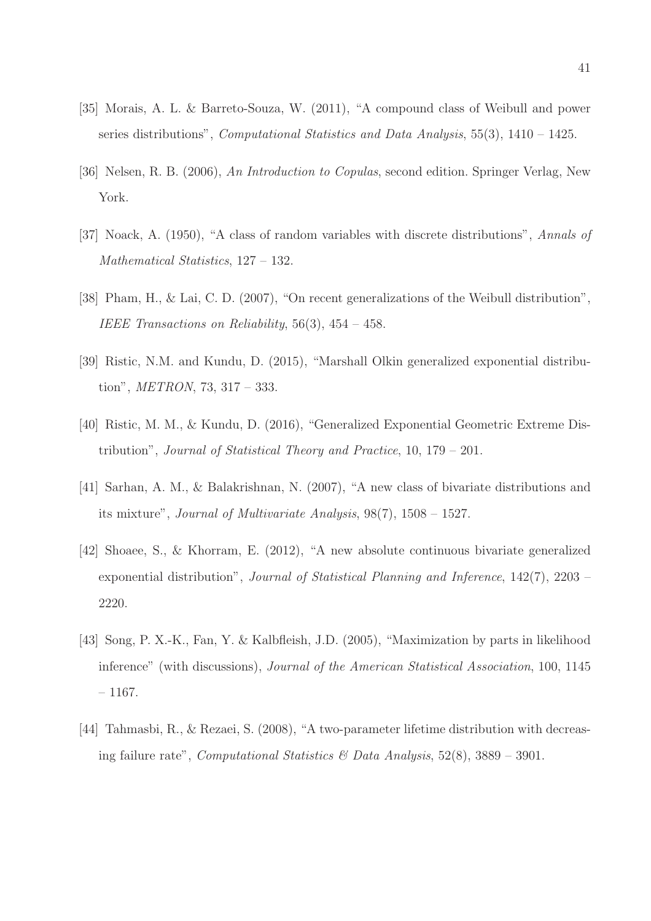[35] Morais, A. L. & Barreto-Souza, W. (2011), "A compound class of Weibull and power series distributions", *Computational Statistics and Data Analysis*, 55(3), 1410 – 1425.

[36] Nelsen, R. B. (2006), *An Introduction to Copulas*, second edition. Springer Verlag, New York.

[37] Noack, A. (1950), "A class of random variables with discrete distributions", *Annals of Mathematical Statistics*, 127 – 132.

[38] Pham, H., & Lai, C. D. (2007), "On recent generalizations of the Weibull distribution", *IEEE Transactions on Reliability*, 56(3), 454 – 458.

[39] Ristic, N.M. and Kundu, D. (2015), "Marshall Olkin generalized exponential distribution", *METRON*, 73, 317 – 333.

[40] Ristic, M. M., & Kundu, D. (2016), "Generalized Exponential Geometric Extreme Distribution", *Journal of Statistical Theory and Practice*, 10, 179 – 201.

[41] Sarhan, A. M., & Balakrishnan, N. (2007), "A new class of bivariate distributions and its mixture", *Journal of Multivariate Analysis*, 98(7), 1508 – 1527.

[42] Shoaee, S., & Khorram, E. (2012), "A new absolute continuous bivariate generalized exponential distribution", *Journal of Statistical Planning and Inference*, 142(7), 2203 – 2220.

[43] Song, P. X.-K., Fan, Y. & Kalbfleish, J.D. (2005), "Maximization by parts in likelihood inference" (with discussions), *Journal of the American Statistical Association*, 100, 1145 – 1167.

[44] Tahmasbi, R., & Rezaei, S. (2008), "A two-parameter lifetime distribution with decreasing failure rate", *Computational Statistics & Data Analysis*, 52(8), 3889 – 3901.